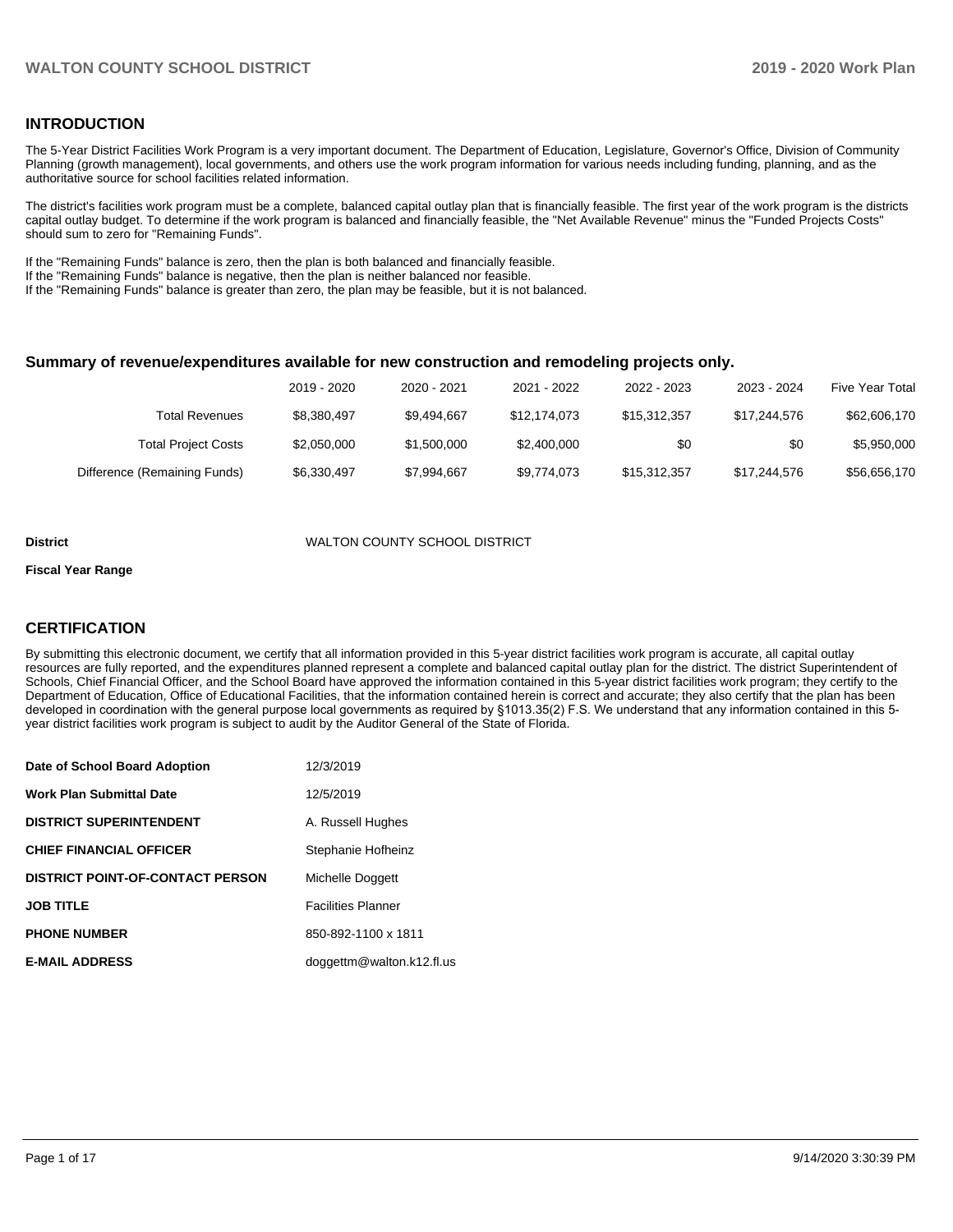## INTRODUCTION

The 5-Year District Facilities Work Program is a very important document. The Department of Education, Legislature, Governor's Office, Division of Community Planning (growth management), local governments, and others use the work program information for various needs including funding, planning, and as the authoritative source for school facilities related information.

The district's facilities work program must be a complete, balanced capital outlay plan that is financially feasible. The first year of the work program is the districts capital outlay budget. To determine if the work program is balanced and financially feasible, the "Net Available Revenue" minus the "Funded Projects Costs" should sum to zero for "Remaining Funds".

If the "Remaining Funds" balance is zero, then the plan is both balanced and financially feasible.
If the "Remaining Funds" balance is negative, then the plan is neither balanced nor feasible.
If the "Remaining Funds" balance is greater than zero, the plan may be feasible, but it is not balanced.

### Summary of revenue/expenditures available for new construction and remodeling projects only.

| | 2019 - 2020 | 2020 - 2021 | 2021 - 2022 | 2022 - 2023 | 2023 - 2024 | Five Year Total |
|---|---|---|---|---|---|---|
| Total Revenues | $8,380,497 | $9,494,667 | $12,174,073 | $15,312,357 | $17,244,576 | $62,606,170 |
| Total Project Costs | $2,050,000 | $1,500,000 | $2,400,000 | $0 | $0 | $5,950,000 |
| Difference (Remaining Funds) | $6,330,497 | $7,994,667 | $9,774,073 | $15,312,357 | $17,244,576 | $56,656,170 |

**District** WALTON COUNTY SCHOOL DISTRICT

**Fiscal Year Range**

## CERTIFICATION

By submitting this electronic document, we certify that all information provided in this 5-year district facilities work program is accurate, all capital outlay resources are fully reported, and the expenditures planned represent a complete and balanced capital outlay plan for the district. The district Superintendent of Schools, Chief Financial Officer, and the School Board have approved the information contained in this 5-year district facilities work program; they certify to the Department of Education, Office of Educational Facilities, that the information contained herein is correct and accurate; they also certify that the plan has been developed in coordination with the general purpose local governments as required by §1013.35(2) F.S. We understand that any information contained in this 5-year district facilities work program is subject to audit by the Auditor General of the State of Florida.

| | |
|---|---|
| **Date of School Board Adoption** | 12/3/2019 |
| **Work Plan Submittal Date** | 12/5/2019 |
| **DISTRICT SUPERINTENDENT** | A. Russell Hughes |
| **CHIEF FINANCIAL OFFICER** | Stephanie Hofheinz |
| **DISTRICT POINT-OF-CONTACT PERSON** | Michelle Doggett |
| **JOB TITLE** | Facilities Planner |
| **PHONE NUMBER** | 850-892-1100 x 1811 |
| **E-MAIL ADDRESS** | doggettm@walton.k12.fl.us |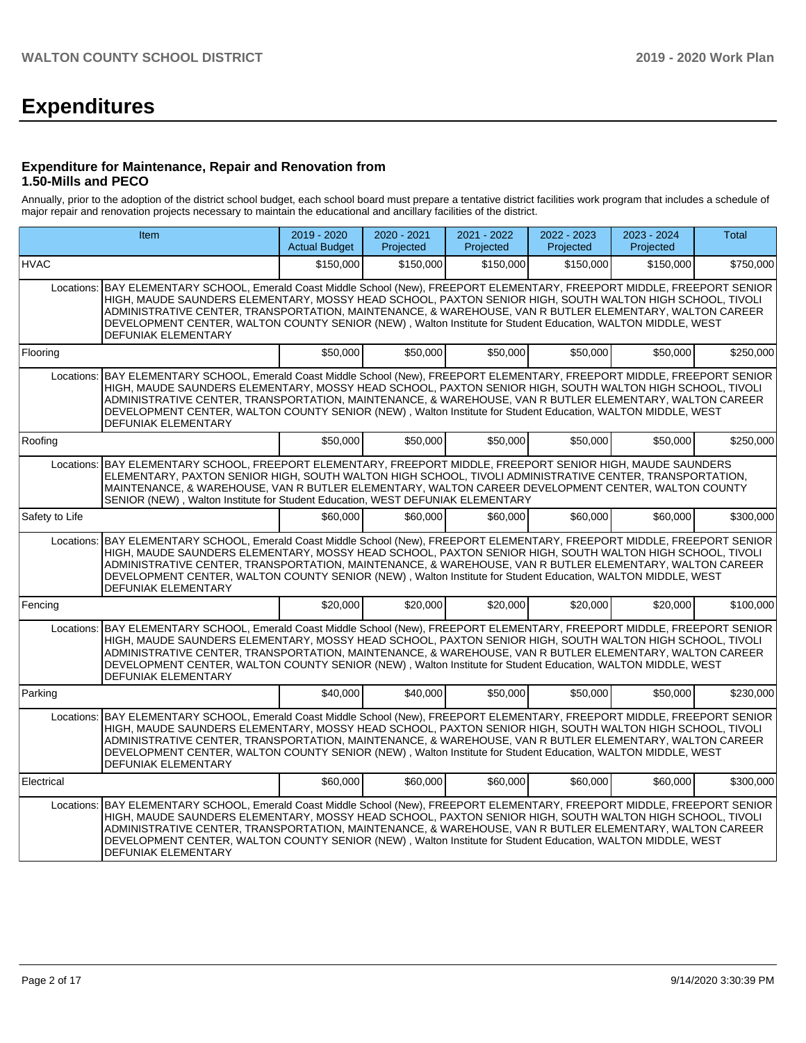# Expenditures

### Expenditure for Maintenance, Repair and Renovation from 1.50-Mills and PECO

Annually, prior to the adoption of the district school budget, each school board must prepare a tentative district facilities work program that includes a schedule of major repair and renovation projects necessary to maintain the educational and ancillary facilities of the district.

| Item | | 2019 - 2020 Actual Budget | 2020 - 2021 Projected | 2021 - 2022 Projected | 2022 - 2023 Projected | 2023 - 2024 Projected | Total |
|---|---|---|---|---|---|---|---|
| HVAC | | $150,000 | $150,000 | $150,000 | $150,000 | $150,000 | $750,000 |
| Locations: | BAY ELEMENTARY SCHOOL, Emerald Coast Middle School (New), FREEPORT ELEMENTARY, FREEPORT MIDDLE, FREEPORT SENIOR HIGH, MAUDE SAUNDERS ELEMENTARY, MOSSY HEAD SCHOOL, PAXTON SENIOR HIGH, SOUTH WALTON HIGH SCHOOL, TIVOLI ADMINISTRATIVE CENTER, TRANSPORTATION, MAINTENANCE, & WAREHOUSE, VAN R BUTLER ELEMENTARY, WALTON CAREER DEVELOPMENT CENTER, WALTON COUNTY SENIOR (NEW) , Walton Institute for Student Education, WALTON MIDDLE, WEST DEFUNIAK ELEMENTARY | | | | | | |
| Flooring | | $50,000 | $50,000 | $50,000 | $50,000 | $50,000 | $250,000 |
| Locations: | BAY ELEMENTARY SCHOOL, Emerald Coast Middle School (New), FREEPORT ELEMENTARY, FREEPORT MIDDLE, FREEPORT SENIOR HIGH, MAUDE SAUNDERS ELEMENTARY, MOSSY HEAD SCHOOL, PAXTON SENIOR HIGH, SOUTH WALTON HIGH SCHOOL, TIVOLI ADMINISTRATIVE CENTER, TRANSPORTATION, MAINTENANCE, & WAREHOUSE, VAN R BUTLER ELEMENTARY, WALTON CAREER DEVELOPMENT CENTER, WALTON COUNTY SENIOR (NEW) , Walton Institute for Student Education, WALTON MIDDLE, WEST DEFUNIAK ELEMENTARY | | | | | | |
| Roofing | | $50,000 | $50,000 | $50,000 | $50,000 | $50,000 | $250,000 |
| Locations: | BAY ELEMENTARY SCHOOL, FREEPORT ELEMENTARY, FREEPORT MIDDLE, FREEPORT SENIOR HIGH, MAUDE SAUNDERS ELEMENTARY, PAXTON SENIOR HIGH, SOUTH WALTON HIGH SCHOOL, TIVOLI ADMINISTRATIVE CENTER, TRANSPORTATION, MAINTENANCE, & WAREHOUSE, VAN R BUTLER ELEMENTARY, WALTON CAREER DEVELOPMENT CENTER, WALTON COUNTY SENIOR (NEW) , Walton Institute for Student Education, WEST DEFUNIAK ELEMENTARY | | | | | | |
| Safety to Life | | $60,000 | $60,000 | $60,000 | $60,000 | $60,000 | $300,000 |
| Locations: | BAY ELEMENTARY SCHOOL, Emerald Coast Middle School (New), FREEPORT ELEMENTARY, FREEPORT MIDDLE, FREEPORT SENIOR HIGH, MAUDE SAUNDERS ELEMENTARY, MOSSY HEAD SCHOOL, PAXTON SENIOR HIGH, SOUTH WALTON HIGH SCHOOL, TIVOLI ADMINISTRATIVE CENTER, TRANSPORTATION, MAINTENANCE, & WAREHOUSE, VAN R BUTLER ELEMENTARY, WALTON CAREER DEVELOPMENT CENTER, WALTON COUNTY SENIOR (NEW) , Walton Institute for Student Education, WALTON MIDDLE, WEST DEFUNIAK ELEMENTARY | | | | | | |
| Fencing | | $20,000 | $20,000 | $20,000 | $20,000 | $20,000 | $100,000 |
| Locations: | BAY ELEMENTARY SCHOOL, Emerald Coast Middle School (New), FREEPORT ELEMENTARY, FREEPORT MIDDLE, FREEPORT SENIOR HIGH, MAUDE SAUNDERS ELEMENTARY, MOSSY HEAD SCHOOL, PAXTON SENIOR HIGH, SOUTH WALTON HIGH SCHOOL, TIVOLI ADMINISTRATIVE CENTER, TRANSPORTATION, MAINTENANCE, & WAREHOUSE, VAN R BUTLER ELEMENTARY, WALTON CAREER DEVELOPMENT CENTER, WALTON COUNTY SENIOR (NEW) , Walton Institute for Student Education, WALTON MIDDLE, WEST DEFUNIAK ELEMENTARY | | | | | | |
| Parking | | $40,000 | $40,000 | $50,000 | $50,000 | $50,000 | $230,000 |
| Locations: | BAY ELEMENTARY SCHOOL, Emerald Coast Middle School (New), FREEPORT ELEMENTARY, FREEPORT MIDDLE, FREEPORT SENIOR HIGH, MAUDE SAUNDERS ELEMENTARY, MOSSY HEAD SCHOOL, PAXTON SENIOR HIGH, SOUTH WALTON HIGH SCHOOL, TIVOLI ADMINISTRATIVE CENTER, TRANSPORTATION, MAINTENANCE, & WAREHOUSE, VAN R BUTLER ELEMENTARY, WALTON CAREER DEVELOPMENT CENTER, WALTON COUNTY SENIOR (NEW) , Walton Institute for Student Education, WALTON MIDDLE, WEST DEFUNIAK ELEMENTARY | | | | | | |
| Electrical | | $60,000 | $60,000 | $60,000 | $60,000 | $60,000 | $300,000 |
| Locations: | BAY ELEMENTARY SCHOOL, Emerald Coast Middle School (New), FREEPORT ELEMENTARY, FREEPORT MIDDLE, FREEPORT SENIOR HIGH, MAUDE SAUNDERS ELEMENTARY, MOSSY HEAD SCHOOL, PAXTON SENIOR HIGH, SOUTH WALTON HIGH SCHOOL, TIVOLI ADMINISTRATIVE CENTER, TRANSPORTATION, MAINTENANCE, & WAREHOUSE, VAN R BUTLER ELEMENTARY, WALTON CAREER DEVELOPMENT CENTER, WALTON COUNTY SENIOR (NEW) , Walton Institute for Student Education, WALTON MIDDLE, WEST DEFUNIAK ELEMENTARY | | | | | | |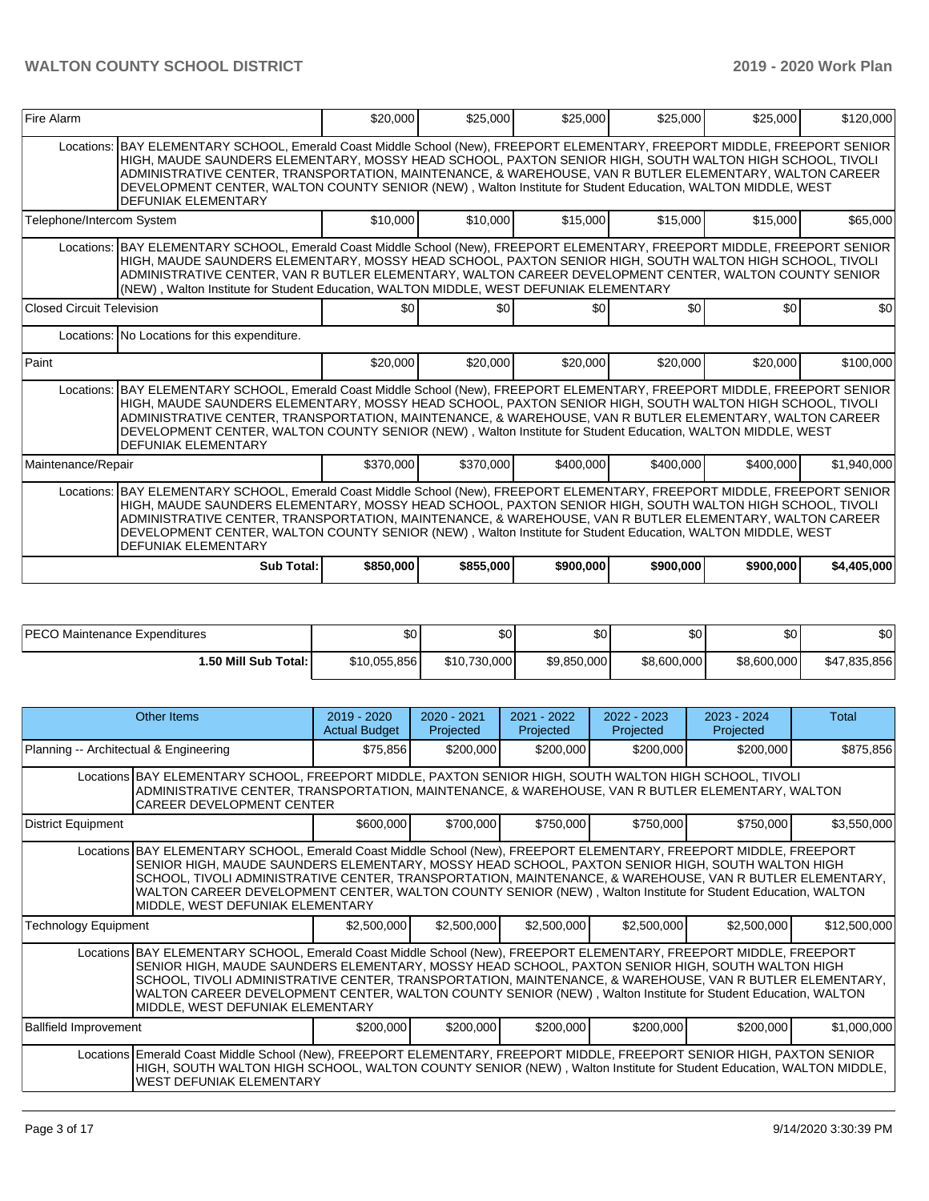| | | | | | | |
|---|---|---|---|---|---|---|
| Fire Alarm | $20,000 | $25,000 | $25,000 | $25,000 | $25,000 | $120,000 |
| Locations: BAY ELEMENTARY SCHOOL, Emerald Coast Middle School (New), FREEPORT ELEMENTARY, FREEPORT MIDDLE, FREEPORT SENIOR HIGH, MAUDE SAUNDERS ELEMENTARY, MOSSY HEAD SCHOOL, PAXTON SENIOR HIGH, SOUTH WALTON HIGH SCHOOL, TIVOLI ADMINISTRATIVE CENTER, TRANSPORTATION, MAINTENANCE, & WAREHOUSE, VAN R BUTLER ELEMENTARY, WALTON CAREER DEVELOPMENT CENTER, WALTON COUNTY SENIOR (NEW) , Walton Institute for Student Education, WALTON MIDDLE, WEST DEFUNIAK ELEMENTARY | | | | | | |
| Telephone/Intercom System | $10,000 | $10,000 | $15,000 | $15,000 | $15,000 | $65,000 |
| Locations: BAY ELEMENTARY SCHOOL, Emerald Coast Middle School (New), FREEPORT ELEMENTARY, FREEPORT MIDDLE, FREEPORT SENIOR HIGH, MAUDE SAUNDERS ELEMENTARY, MOSSY HEAD SCHOOL, PAXTON SENIOR HIGH, SOUTH WALTON HIGH SCHOOL, TIVOLI ADMINISTRATIVE CENTER, VAN R BUTLER ELEMENTARY, WALTON CAREER DEVELOPMENT CENTER, WALTON COUNTY SENIOR (NEW) , Walton Institute for Student Education, WALTON MIDDLE, WEST DEFUNIAK ELEMENTARY | | | | | | |
| Closed Circuit Television | $0 | $0 | $0 | $0 | $0 | $0 |
| Locations: No Locations for this expenditure. | | | | | | |
| Paint | $20,000 | $20,000 | $20,000 | $20,000 | $20,000 | $100,000 |
| Locations: BAY ELEMENTARY SCHOOL, Emerald Coast Middle School (New), FREEPORT ELEMENTARY, FREEPORT MIDDLE, FREEPORT SENIOR HIGH, MAUDE SAUNDERS ELEMENTARY, MOSSY HEAD SCHOOL, PAXTON SENIOR HIGH, SOUTH WALTON HIGH SCHOOL, TIVOLI ADMINISTRATIVE CENTER, TRANSPORTATION, MAINTENANCE, & WAREHOUSE, VAN R BUTLER ELEMENTARY, WALTON CAREER DEVELOPMENT CENTER, WALTON COUNTY SENIOR (NEW) , Walton Institute for Student Education, WALTON MIDDLE, WEST DEFUNIAK ELEMENTARY | | | | | | |
| Maintenance/Repair | $370,000 | $370,000 | $400,000 | $400,000 | $400,000 | $1,940,000 |
| Locations: BAY ELEMENTARY SCHOOL, Emerald Coast Middle School (New), FREEPORT ELEMENTARY, FREEPORT MIDDLE, FREEPORT SENIOR HIGH, MAUDE SAUNDERS ELEMENTARY, MOSSY HEAD SCHOOL, PAXTON SENIOR HIGH, SOUTH WALTON HIGH SCHOOL, TIVOLI ADMINISTRATIVE CENTER, TRANSPORTATION, MAINTENANCE, & WAREHOUSE, VAN R BUTLER ELEMENTARY, WALTON CAREER DEVELOPMENT CENTER, WALTON COUNTY SENIOR (NEW) , Walton Institute for Student Education, WALTON MIDDLE, WEST DEFUNIAK ELEMENTARY | | | | | | |
| **Sub Total:** | **$850,000** | **$855,000** | **$900,000** | **$900,000** | **$900,000** | **$4,405,000** |

| | | | | | | |
|---|---|---|---|---|---|---|
| PECO Maintenance Expenditures | $0 | $0 | $0 | $0 | $0 | $0 |
| **1.50 Mill Sub Total:** | $10,055,856 | $10,730,000 | $9,850,000 | $8,600,000 | $8,600,000 | $47,835,856 |

| Other Items | 2019 - 2020 Actual Budget | 2020 - 2021 Projected | 2021 - 2022 Projected | 2022 - 2023 Projected | 2023 - 2024 Projected | Total |
|---|---|---|---|---|---|---|
| Planning -- Architectural & Engineering | $75,856 | $200,000 | $200,000 | $200,000 | $200,000 | $875,856 |
| Locations BAY ELEMENTARY SCHOOL, FREEPORT MIDDLE, PAXTON SENIOR HIGH, SOUTH WALTON HIGH SCHOOL, TIVOLI ADMINISTRATIVE CENTER, TRANSPORTATION, MAINTENANCE, & WAREHOUSE, VAN R BUTLER ELEMENTARY, WALTON CAREER DEVELOPMENT CENTER | | | | | | |
| District Equipment | $600,000 | $700,000 | $750,000 | $750,000 | $750,000 | $3,550,000 |
| Locations BAY ELEMENTARY SCHOOL, Emerald Coast Middle School (New), FREEPORT ELEMENTARY, FREEPORT MIDDLE, FREEPORT SENIOR HIGH, MAUDE SAUNDERS ELEMENTARY, MOSSY HEAD SCHOOL, PAXTON SENIOR HIGH, SOUTH WALTON HIGH SCHOOL, TIVOLI ADMINISTRATIVE CENTER, TRANSPORTATION, MAINTENANCE, & WAREHOUSE, VAN R BUTLER ELEMENTARY, WALTON CAREER DEVELOPMENT CENTER, WALTON COUNTY SENIOR (NEW) , Walton Institute for Student Education, WALTON MIDDLE, WEST DEFUNIAK ELEMENTARY | | | | | | |
| Technology Equipment | $2,500,000 | $2,500,000 | $2,500,000 | $2,500,000 | $2,500,000 | $12,500,000 |
| Locations BAY ELEMENTARY SCHOOL, Emerald Coast Middle School (New), FREEPORT ELEMENTARY, FREEPORT MIDDLE, FREEPORT SENIOR HIGH, MAUDE SAUNDERS ELEMENTARY, MOSSY HEAD SCHOOL, PAXTON SENIOR HIGH, SOUTH WALTON HIGH SCHOOL, TIVOLI ADMINISTRATIVE CENTER, TRANSPORTATION, MAINTENANCE, & WAREHOUSE, VAN R BUTLER ELEMENTARY, WALTON CAREER DEVELOPMENT CENTER, WALTON COUNTY SENIOR (NEW) , Walton Institute for Student Education, WALTON MIDDLE, WEST DEFUNIAK ELEMENTARY | | | | | | |
| Ballfield Improvement | $200,000 | $200,000 | $200,000 | $200,000 | $200,000 | $1,000,000 |
| Locations Emerald Coast Middle School (New), FREEPORT ELEMENTARY, FREEPORT MIDDLE, FREEPORT SENIOR HIGH, PAXTON SENIOR HIGH, SOUTH WALTON HIGH SCHOOL, WALTON COUNTY SENIOR (NEW) , Walton Institute for Student Education, WALTON MIDDLE, WEST DEFUNIAK ELEMENTARY | | | | | | |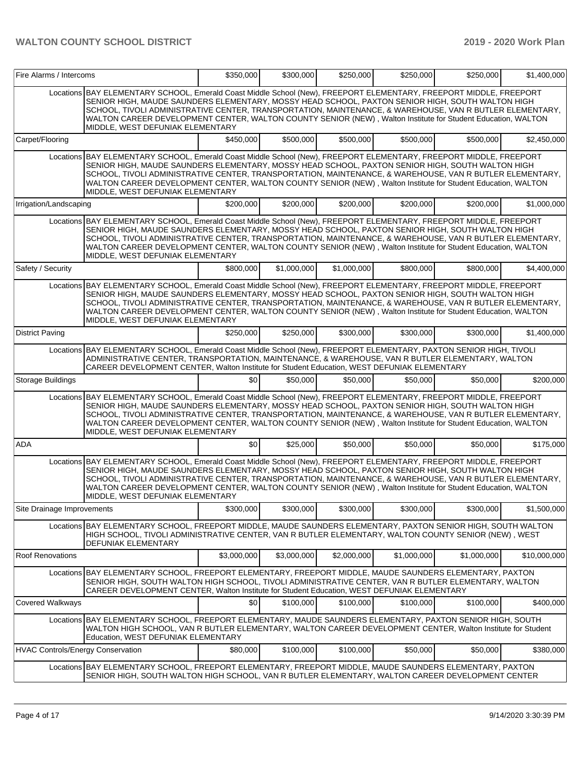| Fire Alarms / Intercoms | | $350,000 | $300,000 | $250,000 | $250,000 | $250,000 | $1,400,000 |
|---|---|---|---|---|---|---|---|
| | Locations | BAY ELEMENTARY SCHOOL, Emerald Coast Middle School (New), FREEPORT ELEMENTARY, FREEPORT MIDDLE, FREEPORT SENIOR HIGH, MAUDE SAUNDERS ELEMENTARY, MOSSY HEAD SCHOOL, PAXTON SENIOR HIGH, SOUTH WALTON HIGH SCHOOL, TIVOLI ADMINISTRATIVE CENTER, TRANSPORTATION, MAINTENANCE, & WAREHOUSE, VAN R BUTLER ELEMENTARY, WALTON CAREER DEVELOPMENT CENTER, WALTON COUNTY SENIOR (NEW) , Walton Institute for Student Education, WALTON MIDDLE, WEST DEFUNIAK ELEMENTARY | | | | | |
| Carpet/Flooring | | $450,000 | $500,000 | $500,000 | $500,000 | $500,000 | $2,450,000 |
| | Locations | BAY ELEMENTARY SCHOOL, Emerald Coast Middle School (New), FREEPORT ELEMENTARY, FREEPORT MIDDLE, FREEPORT SENIOR HIGH, MAUDE SAUNDERS ELEMENTARY, MOSSY HEAD SCHOOL, PAXTON SENIOR HIGH, SOUTH WALTON HIGH SCHOOL, TIVOLI ADMINISTRATIVE CENTER, TRANSPORTATION, MAINTENANCE, & WAREHOUSE, VAN R BUTLER ELEMENTARY, WALTON CAREER DEVELOPMENT CENTER, WALTON COUNTY SENIOR (NEW) , Walton Institute for Student Education, WALTON MIDDLE, WEST DEFUNIAK ELEMENTARY | | | | | |
| Irrigation/Landscaping | | $200,000 | $200,000 | $200,000 | $200,000 | $200,000 | $1,000,000 |
| | Locations | BAY ELEMENTARY SCHOOL, Emerald Coast Middle School (New), FREEPORT ELEMENTARY, FREEPORT MIDDLE, FREEPORT SENIOR HIGH, MAUDE SAUNDERS ELEMENTARY, MOSSY HEAD SCHOOL, PAXTON SENIOR HIGH, SOUTH WALTON HIGH SCHOOL, TIVOLI ADMINISTRATIVE CENTER, TRANSPORTATION, MAINTENANCE, & WAREHOUSE, VAN R BUTLER ELEMENTARY, WALTON CAREER DEVELOPMENT CENTER, WALTON COUNTY SENIOR (NEW) , Walton Institute for Student Education, WALTON MIDDLE, WEST DEFUNIAK ELEMENTARY | | | | | |
| Safety / Security | | $800,000 | $1,000,000 | $1,000,000 | $800,000 | $800,000 | $4,400,000 |
| | Locations | BAY ELEMENTARY SCHOOL, Emerald Coast Middle School (New), FREEPORT ELEMENTARY, FREEPORT MIDDLE, FREEPORT SENIOR HIGH, MAUDE SAUNDERS ELEMENTARY, MOSSY HEAD SCHOOL, PAXTON SENIOR HIGH, SOUTH WALTON HIGH SCHOOL, TIVOLI ADMINISTRATIVE CENTER, TRANSPORTATION, MAINTENANCE, & WAREHOUSE, VAN R BUTLER ELEMENTARY, WALTON CAREER DEVELOPMENT CENTER, WALTON COUNTY SENIOR (NEW) , Walton Institute for Student Education, WALTON MIDDLE, WEST DEFUNIAK ELEMENTARY | | | | | |
| District Paving | | $250,000 | $250,000 | $300,000 | $300,000 | $300,000 | $1,400,000 |
| | Locations | BAY ELEMENTARY SCHOOL, Emerald Coast Middle School (New), FREEPORT ELEMENTARY, PAXTON SENIOR HIGH, TIVOLI ADMINISTRATIVE CENTER, TRANSPORTATION, MAINTENANCE, & WAREHOUSE, VAN R BUTLER ELEMENTARY, WALTON CAREER DEVELOPMENT CENTER, Walton Institute for Student Education, WEST DEFUNIAK ELEMENTARY | | | | | |
| Storage Buildings | | $0 | $50,000 | $50,000 | $50,000 | $50,000 | $200,000 |
| | Locations | BAY ELEMENTARY SCHOOL, Emerald Coast Middle School (New), FREEPORT ELEMENTARY, FREEPORT MIDDLE, FREEPORT SENIOR HIGH, MAUDE SAUNDERS ELEMENTARY, MOSSY HEAD SCHOOL, PAXTON SENIOR HIGH, SOUTH WALTON HIGH SCHOOL, TIVOLI ADMINISTRATIVE CENTER, TRANSPORTATION, MAINTENANCE, & WAREHOUSE, VAN R BUTLER ELEMENTARY, WALTON CAREER DEVELOPMENT CENTER, WALTON COUNTY SENIOR (NEW) , Walton Institute for Student Education, WALTON MIDDLE, WEST DEFUNIAK ELEMENTARY | | | | | |
| ADA | | $0 | $25,000 | $50,000 | $50,000 | $50,000 | $175,000 |
| | Locations | BAY ELEMENTARY SCHOOL, Emerald Coast Middle School (New), FREEPORT ELEMENTARY, FREEPORT MIDDLE, FREEPORT SENIOR HIGH, MAUDE SAUNDERS ELEMENTARY, MOSSY HEAD SCHOOL, PAXTON SENIOR HIGH, SOUTH WALTON HIGH SCHOOL, TIVOLI ADMINISTRATIVE CENTER, TRANSPORTATION, MAINTENANCE, & WAREHOUSE, VAN R BUTLER ELEMENTARY, WALTON CAREER DEVELOPMENT CENTER, WALTON COUNTY SENIOR (NEW) , Walton Institute for Student Education, WALTON MIDDLE, WEST DEFUNIAK ELEMENTARY | | | | | |
| Site Drainage Improvements | | $300,000 | $300,000 | $300,000 | $300,000 | $300,000 | $1,500,000 |
| | Locations | BAY ELEMENTARY SCHOOL, FREEPORT MIDDLE, MAUDE SAUNDERS ELEMENTARY, PAXTON SENIOR HIGH, SOUTH WALTON HIGH SCHOOL, TIVOLI ADMINISTRATIVE CENTER, VAN R BUTLER ELEMENTARY, WALTON COUNTY SENIOR (NEW) , WEST DEFUNIAK ELEMENTARY | | | | | |
| Roof Renovations | | $3,000,000 | $3,000,000 | $2,000,000 | $1,000,000 | $1,000,000 | $10,000,000 |
| | Locations | BAY ELEMENTARY SCHOOL, FREEPORT ELEMENTARY, FREEPORT MIDDLE, MAUDE SAUNDERS ELEMENTARY, PAXTON SENIOR HIGH, SOUTH WALTON HIGH SCHOOL, TIVOLI ADMINISTRATIVE CENTER, VAN R BUTLER ELEMENTARY, WALTON CAREER DEVELOPMENT CENTER, Walton Institute for Student Education, WEST DEFUNIAK ELEMENTARY | | | | | |
| Covered Walkways | | $0 | $100,000 | $100,000 | $100,000 | $100,000 | $400,000 |
| | Locations | BAY ELEMENTARY SCHOOL, FREEPORT ELEMENTARY, MAUDE SAUNDERS ELEMENTARY, PAXTON SENIOR HIGH, SOUTH WALTON HIGH SCHOOL, VAN R BUTLER ELEMENTARY, WALTON CAREER DEVELOPMENT CENTER, Walton Institute for Student Education, WEST DEFUNIAK ELEMENTARY | | | | | |
| HVAC Controls/Energy Conservation | | $80,000 | $100,000 | $100,000 | $50,000 | $50,000 | $380,000 |
| | Locations | BAY ELEMENTARY SCHOOL, FREEPORT ELEMENTARY, FREEPORT MIDDLE, MAUDE SAUNDERS ELEMENTARY, PAXTON SENIOR HIGH, SOUTH WALTON HIGH SCHOOL, VAN R BUTLER ELEMENTARY, WALTON CAREER DEVELOPMENT CENTER | | | | | |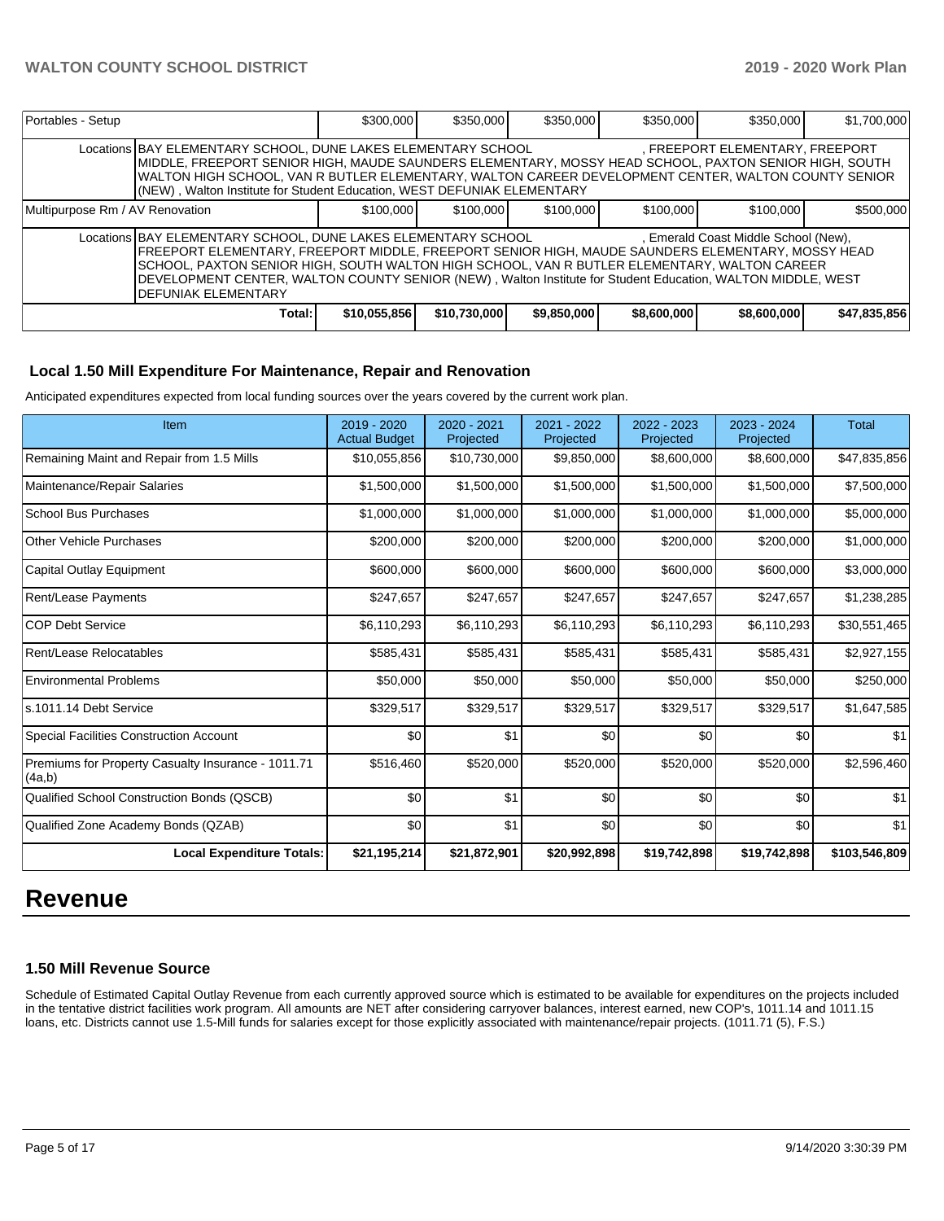| Portables - Setup | | $300,000 | $350,000 | $350,000 | $350,000 | $350,000 | $1,700,000 |
|---|---|---|---|---|---|---|---|
| | Locations | BAY ELEMENTARY SCHOOL, DUNE LAKES ELEMENTARY SCHOOL , FREEPORT ELEMENTARY, FREEPORT MIDDLE, FREEPORT SENIOR HIGH, MAUDE SAUNDERS ELEMENTARY, MOSSY HEAD SCHOOL, PAXTON SENIOR HIGH, SOUTH WALTON HIGH SCHOOL, VAN R BUTLER ELEMENTARY, WALTON CAREER DEVELOPMENT CENTER, WALTON COUNTY SENIOR (NEW) , Walton Institute for Student Education, WEST DEFUNIAK ELEMENTARY | | | | | |
| Multipurpose Rm / AV Renovation | | $100,000 | $100,000 | $100,000 | $100,000 | $100,000 | $500,000 |
| | Locations | BAY ELEMENTARY SCHOOL, DUNE LAKES ELEMENTARY SCHOOL , Emerald Coast Middle School (New), FREEPORT ELEMENTARY, FREEPORT MIDDLE, FREEPORT SENIOR HIGH, MAUDE SAUNDERS ELEMENTARY, MOSSY HEAD SCHOOL, PAXTON SENIOR HIGH, SOUTH WALTON HIGH SCHOOL, VAN R BUTLER ELEMENTARY, WALTON CAREER DEVELOPMENT CENTER, WALTON COUNTY SENIOR (NEW) , Walton Institute for Student Education, WALTON MIDDLE, WEST DEFUNIAK ELEMENTARY | | | | | |
| | **Total:** | **$10,055,856** | **$10,730,000** | **$9,850,000** | **$8,600,000** | **$8,600,000** | **$47,835,856** |

### Local 1.50 Mill Expenditure For Maintenance, Repair and Renovation

Anticipated expenditures expected from local funding sources over the years covered by the current work plan.

| Item | 2019 - 2020 Actual Budget | 2020 - 2021 Projected | 2021 - 2022 Projected | 2022 - 2023 Projected | 2023 - 2024 Projected | Total |
|---|---|---|---|---|---|---|
| Remaining Maint and Repair from 1.5 Mills | $10,055,856 | $10,730,000 | $9,850,000 | $8,600,000 | $8,600,000 | $47,835,856 |
| Maintenance/Repair Salaries | $1,500,000 | $1,500,000 | $1,500,000 | $1,500,000 | $1,500,000 | $7,500,000 |
| School Bus Purchases | $1,000,000 | $1,000,000 | $1,000,000 | $1,000,000 | $1,000,000 | $5,000,000 |
| Other Vehicle Purchases | $200,000 | $200,000 | $200,000 | $200,000 | $200,000 | $1,000,000 |
| Capital Outlay Equipment | $600,000 | $600,000 | $600,000 | $600,000 | $600,000 | $3,000,000 |
| Rent/Lease Payments | $247,657 | $247,657 | $247,657 | $247,657 | $247,657 | $1,238,285 |
| COP Debt Service | $6,110,293 | $6,110,293 | $6,110,293 | $6,110,293 | $6,110,293 | $30,551,465 |
| Rent/Lease Relocatables | $585,431 | $585,431 | $585,431 | $585,431 | $585,431 | $2,927,155 |
| Environmental Problems | $50,000 | $50,000 | $50,000 | $50,000 | $50,000 | $250,000 |
| s.1011.14 Debt Service | $329,517 | $329,517 | $329,517 | $329,517 | $329,517 | $1,647,585 |
| Special Facilities Construction Account | $0 | $1 | $0 | $0 | $0 | $1 |
| Premiums for Property Casualty Insurance - 1011.71 (4a,b) | $516,460 | $520,000 | $520,000 | $520,000 | $520,000 | $2,596,460 |
| Qualified School Construction Bonds (QSCB) | $0 | $1 | $0 | $0 | $0 | $1 |
| Qualified Zone Academy Bonds (QZAB) | $0 | $1 | $0 | $0 | $0 | $1 |
| **Local Expenditure Totals:** | **$21,195,214** | **$21,872,901** | **$20,992,898** | **$19,742,898** | **$19,742,898** | **$103,546,809** |

# Revenue

### 1.50 Mill Revenue Source

Schedule of Estimated Capital Outlay Revenue from each currently approved source which is estimated to be available for expenditures on the projects included in the tentative district facilities work program. All amounts are NET after considering carryover balances, interest earned, new COP's, 1011.14 and 1011.15 loans, etc. Districts cannot use 1.5-Mill funds for salaries except for those explicitly associated with maintenance/repair projects. (1011.71 (5), F.S.)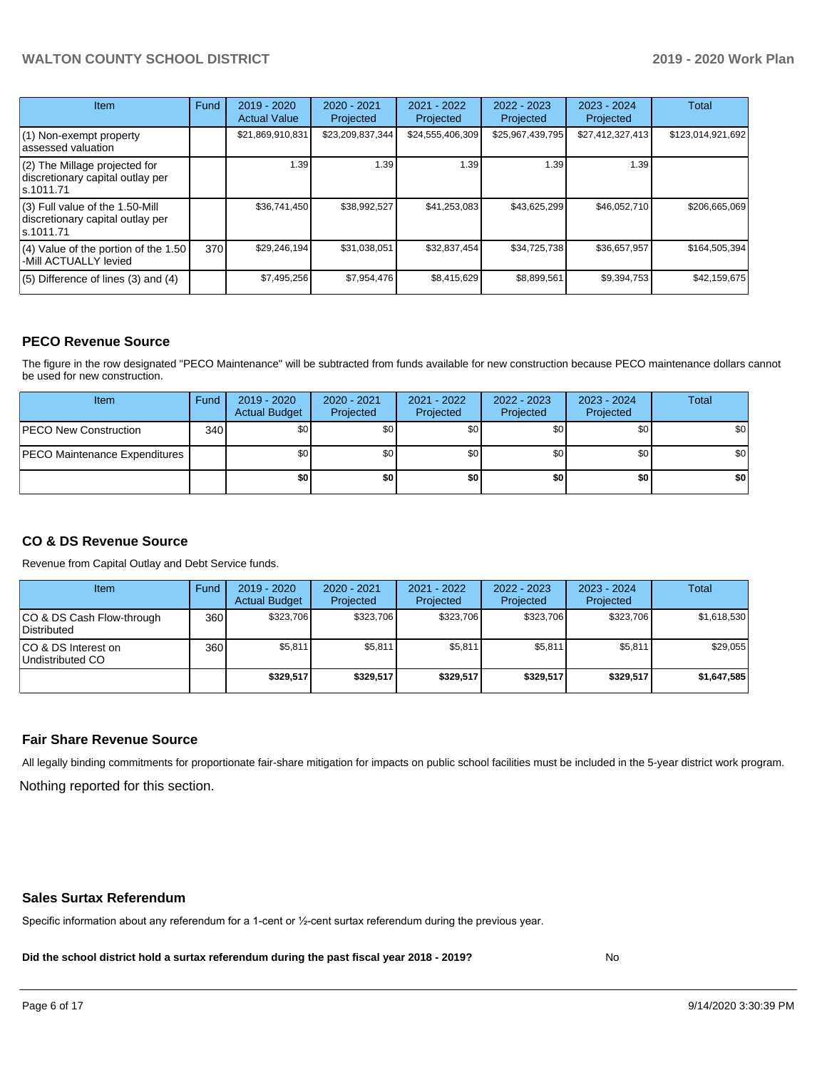| Item | Fund | 2019 - 2020 Actual Value | 2020 - 2021 Projected | 2021 - 2022 Projected | 2022 - 2023 Projected | 2023 - 2024 Projected | Total |
|---|---|---|---|---|---|---|---|
| (1) Non-exempt property assessed valuation | | $21,869,910,831 | $23,209,837,344 | $24,555,406,309 | $25,967,439,795 | $27,412,327,413 | $123,014,921,692 |
| (2) The Millage projected for discretionary capital outlay per s.1011.71 | | 1.39 | 1.39 | 1.39 | 1.39 | 1.39 | |
| (3) Full value of the 1.50-Mill discretionary capital outlay per s.1011.71 | | $36,741,450 | $38,992,527 | $41,253,083 | $43,625,299 | $46,052,710 | $206,665,069 |
| (4) Value of the portion of the 1.50 -Mill ACTUALLY levied | 370 | $29,246,194 | $31,038,051 | $32,837,454 | $34,725,738 | $36,657,957 | $164,505,394 |
| (5) Difference of lines (3) and (4) | | $7,495,256 | $7,954,476 | $8,415,629 | $8,899,561 | $9,394,753 | $42,159,675 |

## PECO Revenue Source

The figure in the row designated "PECO Maintenance" will be subtracted from funds available for new construction because PECO maintenance dollars cannot be used for new construction.

| Item | Fund | 2019 - 2020 Actual Budget | 2020 - 2021 Projected | 2021 - 2022 Projected | 2022 - 2023 Projected | 2023 - 2024 Projected | Total |
|---|---|---|---|---|---|---|---|
| PECO New Construction | 340 | $0 | $0 | $0 | $0 | $0 | $0 |
| PECO Maintenance Expenditures | | $0 | $0 | $0 | $0 | $0 | $0 |
| | | **$0** | **$0** | **$0** | **$0** | **$0** | **$0** |

## CO & DS Revenue Source

Revenue from Capital Outlay and Debt Service funds.

| Item | Fund | 2019 - 2020 Actual Budget | 2020 - 2021 Projected | 2021 - 2022 Projected | 2022 - 2023 Projected | 2023 - 2024 Projected | Total |
|---|---|---|---|---|---|---|---|
| CO & DS Cash Flow-through Distributed | 360 | $323,706 | $323,706 | $323,706 | $323,706 | $323,706 | $1,618,530 |
| CO & DS Interest on Undistributed CO | 360 | $5,811 | $5,811 | $5,811 | $5,811 | $5,811 | $29,055 |
| | | **$329,517** | **$329,517** | **$329,517** | **$329,517** | **$329,517** | **$1,647,585** |

## Fair Share Revenue Source

All legally binding commitments for proportionate fair-share mitigation for impacts on public school facilities must be included in the 5-year district work program.

Nothing reported for this section.

## Sales Surtax Referendum

Specific information about any referendum for a 1-cent or ½-cent surtax referendum during the previous year.

**Did the school district hold a surtax referendum during the past fiscal year 2018 - 2019?** No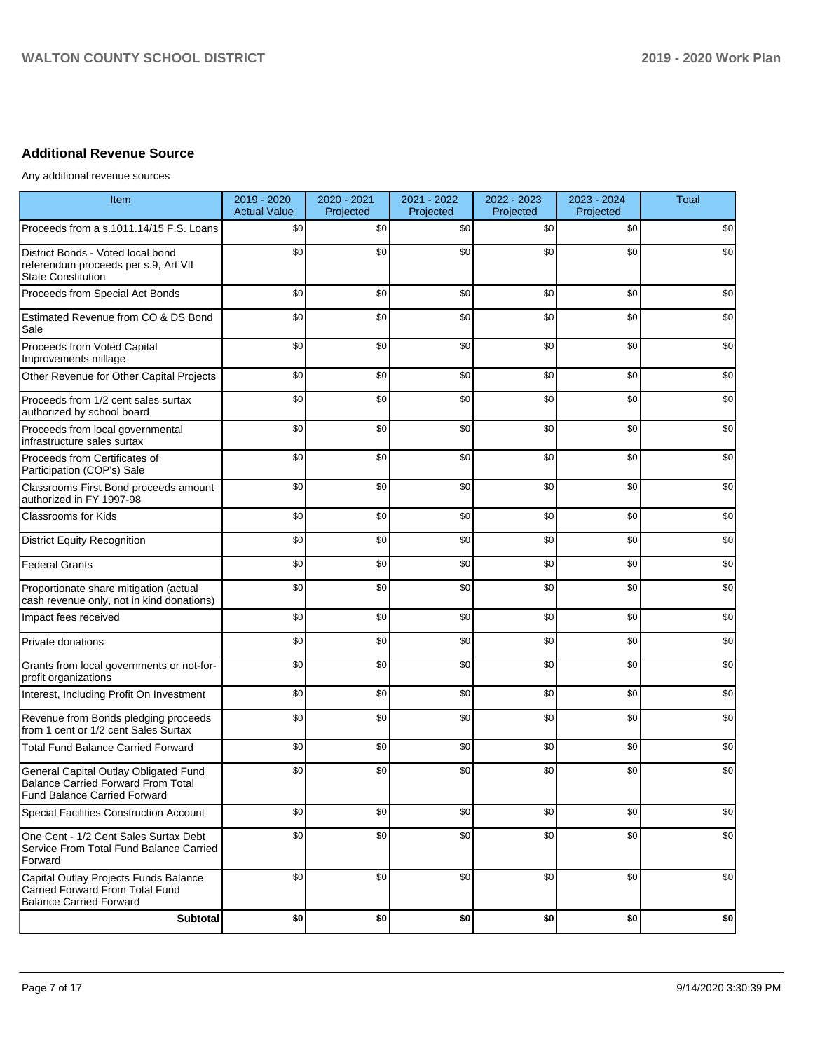## Additional Revenue Source

Any additional revenue sources

| Item | 2019 - 2020 Actual Value | 2020 - 2021 Projected | 2021 - 2022 Projected | 2022 - 2023 Projected | 2023 - 2024 Projected | Total |
|---|---|---|---|---|---|---|
| Proceeds from a s.1011.14/15 F.S. Loans | $0 | $0 | $0 | $0 | $0 | $0 |
| District Bonds - Voted local bond referendum proceeds per s.9, Art VII State Constitution | $0 | $0 | $0 | $0 | $0 | $0 |
| Proceeds from Special Act Bonds | $0 | $0 | $0 | $0 | $0 | $0 |
| Estimated Revenue from CO & DS Bond Sale | $0 | $0 | $0 | $0 | $0 | $0 |
| Proceeds from Voted Capital Improvements millage | $0 | $0 | $0 | $0 | $0 | $0 |
| Other Revenue for Other Capital Projects | $0 | $0 | $0 | $0 | $0 | $0 |
| Proceeds from 1/2 cent sales surtax authorized by school board | $0 | $0 | $0 | $0 | $0 | $0 |
| Proceeds from local governmental infrastructure sales surtax | $0 | $0 | $0 | $0 | $0 | $0 |
| Proceeds from Certificates of Participation (COP's) Sale | $0 | $0 | $0 | $0 | $0 | $0 |
| Classrooms First Bond proceeds amount authorized in FY 1997-98 | $0 | $0 | $0 | $0 | $0 | $0 |
| Classrooms for Kids | $0 | $0 | $0 | $0 | $0 | $0 |
| District Equity Recognition | $0 | $0 | $0 | $0 | $0 | $0 |
| Federal Grants | $0 | $0 | $0 | $0 | $0 | $0 |
| Proportionate share mitigation (actual cash revenue only, not in kind donations) | $0 | $0 | $0 | $0 | $0 | $0 |
| Impact fees received | $0 | $0 | $0 | $0 | $0 | $0 |
| Private donations | $0 | $0 | $0 | $0 | $0 | $0 |
| Grants from local governments or not-for-profit organizations | $0 | $0 | $0 | $0 | $0 | $0 |
| Interest, Including Profit On Investment | $0 | $0 | $0 | $0 | $0 | $0 |
| Revenue from Bonds pledging proceeds from 1 cent or 1/2 cent Sales Surtax | $0 | $0 | $0 | $0 | $0 | $0 |
| Total Fund Balance Carried Forward | $0 | $0 | $0 | $0 | $0 | $0 |
| General Capital Outlay Obligated Fund Balance Carried Forward From Total Fund Balance Carried Forward | $0 | $0 | $0 | $0 | $0 | $0 |
| Special Facilities Construction Account | $0 | $0 | $0 | $0 | $0 | $0 |
| One Cent - 1/2 Cent Sales Surtax Debt Service From Total Fund Balance Carried Forward | $0 | $0 | $0 | $0 | $0 | $0 |
| Capital Outlay Projects Funds Balance Carried Forward From Total Fund Balance Carried Forward | $0 | $0 | $0 | $0 | $0 | $0 |
| **Subtotal** | **$0** | **$0** | **$0** | **$0** | **$0** | **$0** |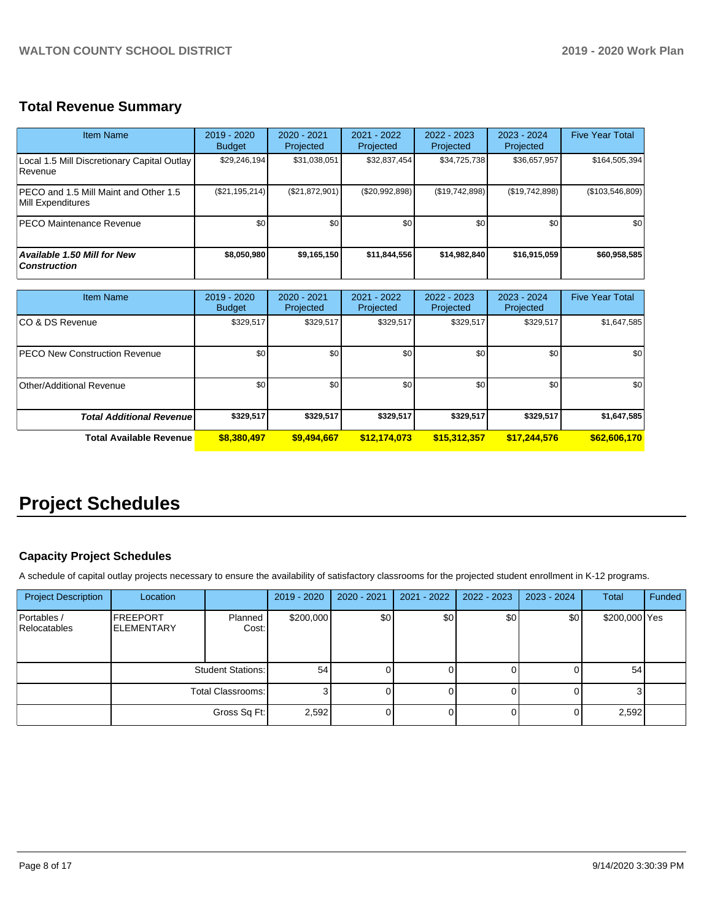## Total Revenue Summary

| Item Name | 2019 - 2020 Budget | 2020 - 2021 Projected | 2021 - 2022 Projected | 2022 - 2023 Projected | 2023 - 2024 Projected | Five Year Total |
|---|---|---|---|---|---|---|
| Local 1.5 Mill Discretionary Capital Outlay Revenue | $29,246,194 | $31,038,051 | $32,837,454 | $34,725,738 | $36,657,957 | $164,505,394 |
| PECO and 1.5 Mill Maint and Other 1.5 Mill Expenditures | ($21,195,214) | ($21,872,901) | ($20,992,898) | ($19,742,898) | ($19,742,898) | ($103,546,809) |
| PECO Maintenance Revenue | $0 | $0 | $0 | $0 | $0 | $0 |
| ***Available 1.50 Mill for New Construction*** | **$8,050,980** | **$9,165,150** | **$11,844,556** | **$14,982,840** | **$16,915,059** | **$60,958,585** |

| Item Name | 2019 - 2020 Budget | 2020 - 2021 Projected | 2021 - 2022 Projected | 2022 - 2023 Projected | 2023 - 2024 Projected | Five Year Total |
|---|---|---|---|---|---|---|
| CO & DS Revenue | $329,517 | $329,517 | $329,517 | $329,517 | $329,517 | $1,647,585 |
| PECO New Construction Revenue | $0 | $0 | $0 | $0 | $0 | $0 |
| Other/Additional Revenue | $0 | $0 | $0 | $0 | $0 | $0 |
| ***Total Additional Revenue*** | **$329,517** | **$329,517** | **$329,517** | **$329,517** | **$329,517** | **$1,647,585** |
| **Total Available Revenue** | **$8,380,497** | **$9,494,667** | **$12,174,073** | **$15,312,357** | **$17,244,576** | **$62,606,170** |

# Project Schedules

### Capacity Project Schedules

A schedule of capital outlay projects necessary to ensure the availability of satisfactory classrooms for the projected student enrollment in K-12 programs.

| Project Description | Location | | 2019 - 2020 | 2020 - 2021 | 2021 - 2022 | 2022 - 2023 | 2023 - 2024 | Total | Funded |
|---|---|---|---|---|---|---|---|---|---|
| Portables / Relocatables | FREEPORT ELEMENTARY | Planned Cost: | $200,000 | $0 | $0 | $0 | $0 | $200,000 | Yes |
| | | Student Stations: | 54 | 0 | 0 | 0 | 0 | 54 | |
| | | Total Classrooms: | 3 | 0 | 0 | 0 | 0 | 3 | |
| | | Gross Sq Ft: | 2,592 | 0 | 0 | 0 | 0 | 2,592 | |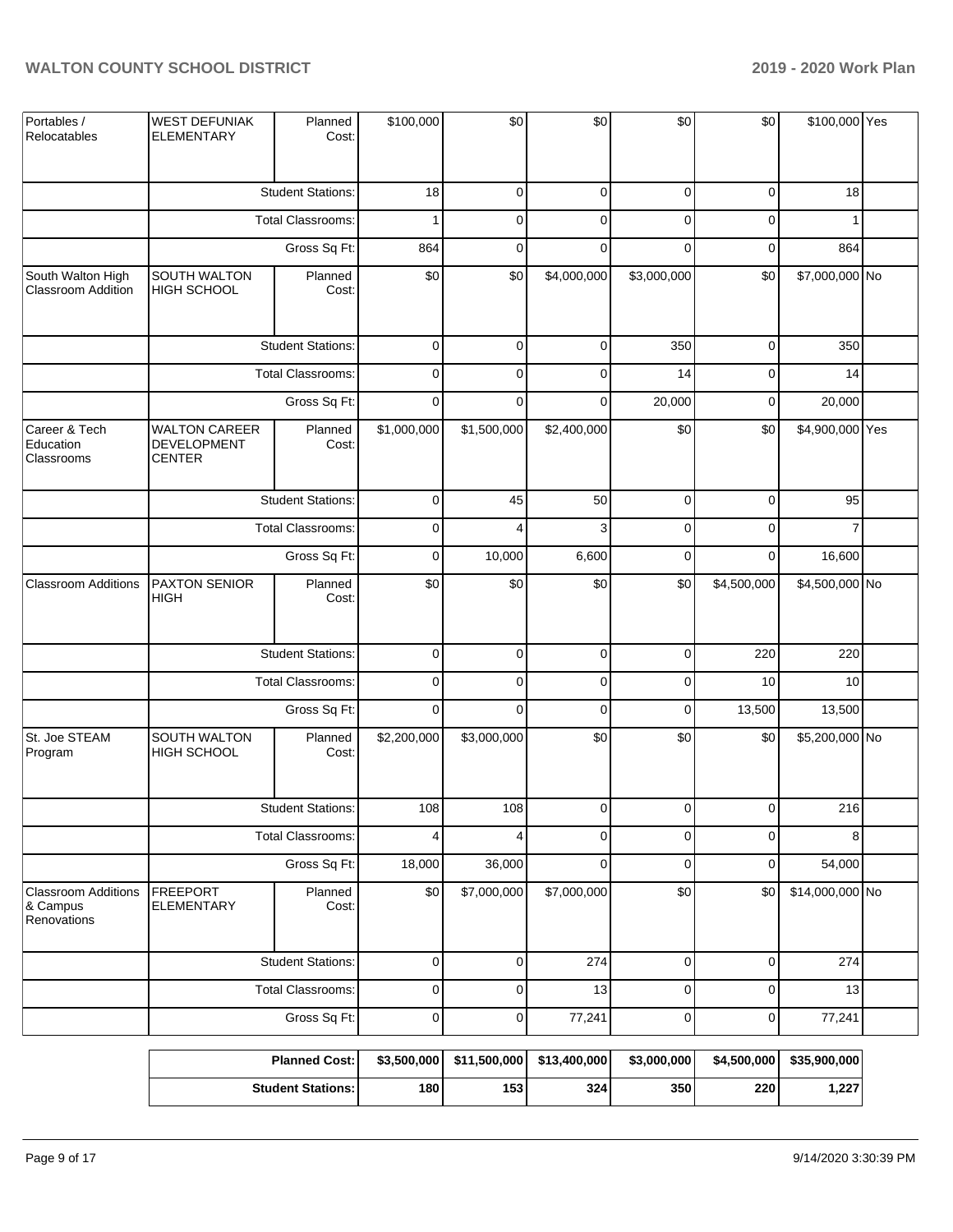| Portables / Relocatables | WEST DEFUNIAK ELEMENTARY | Planned Cost: | $100,000 | $0 | $0 | $0 | $0 | $100,000 | Yes |
|---|---|---|---|---|---|---|---|---|---|
| | | Student Stations: | 18 | 0 | 0 | 0 | 0 | 18 | |
| | | Total Classrooms: | 1 | 0 | 0 | 0 | 0 | 1 | |
| | | Gross Sq Ft: | 864 | 0 | 0 | 0 | 0 | 864 | |
| South Walton High Classroom Addition | SOUTH WALTON HIGH SCHOOL | Planned Cost: | $0 | $0 | $4,000,000 | $3,000,000 | $0 | $7,000,000 | No |
| | | Student Stations: | 0 | 0 | 0 | 350 | 0 | 350 | |
| | | Total Classrooms: | 0 | 0 | 0 | 14 | 0 | 14 | |
| | | Gross Sq Ft: | 0 | 0 | 0 | 20,000 | 0 | 20,000 | |
| Career & Tech Education Classrooms | WALTON CAREER DEVELOPMENT CENTER | Planned Cost: | $1,000,000 | $1,500,000 | $2,400,000 | $0 | $0 | $4,900,000 | Yes |
| | | Student Stations: | 0 | 45 | 50 | 0 | 0 | 95 | |
| | | Total Classrooms: | 0 | 4 | 3 | 0 | 0 | 7 | |
| | | Gross Sq Ft: | 0 | 10,000 | 6,600 | 0 | 0 | 16,600 | |
| Classroom Additions | PAXTON SENIOR HIGH | Planned Cost: | $0 | $0 | $0 | $0 | $4,500,000 | $4,500,000 | No |
| | | Student Stations: | 0 | 0 | 0 | 0 | 220 | 220 | |
| | | Total Classrooms: | 0 | 0 | 0 | 0 | 10 | 10 | |
| | | Gross Sq Ft: | 0 | 0 | 0 | 0 | 13,500 | 13,500 | |
| St. Joe STEAM Program | SOUTH WALTON HIGH SCHOOL | Planned Cost: | $2,200,000 | $3,000,000 | $0 | $0 | $0 | $5,200,000 | No |
| | | Student Stations: | 108 | 108 | 0 | 0 | 0 | 216 | |
| | | Total Classrooms: | 4 | 4 | 0 | 0 | 0 | 8 | |
| | | Gross Sq Ft: | 18,000 | 36,000 | 0 | 0 | 0 | 54,000 | |
| Classroom Additions & Campus Renovations | FREEPORT ELEMENTARY | Planned Cost: | $0 | $7,000,000 | $7,000,000 | $0 | $0 | $14,000,000 | No |
| | | Student Stations: | 0 | 0 | 274 | 0 | 0 | 274 | |
| | | Total Classrooms: | 0 | 0 | 13 | 0 | 0 | 13 | |
| | | Gross Sq Ft: | 0 | 0 | 77,241 | 0 | 0 | 77,241 | |

| | | | | | | |
|---|---|---|---|---|---|---|
| **Planned Cost:** | **$3,500,000** | **$11,500,000** | **$13,400,000** | **$3,000,000** | **$4,500,000** | **$35,900,000** |
| **Student Stations:** | **180** | **153** | **324** | **350** | **220** | **1,227** |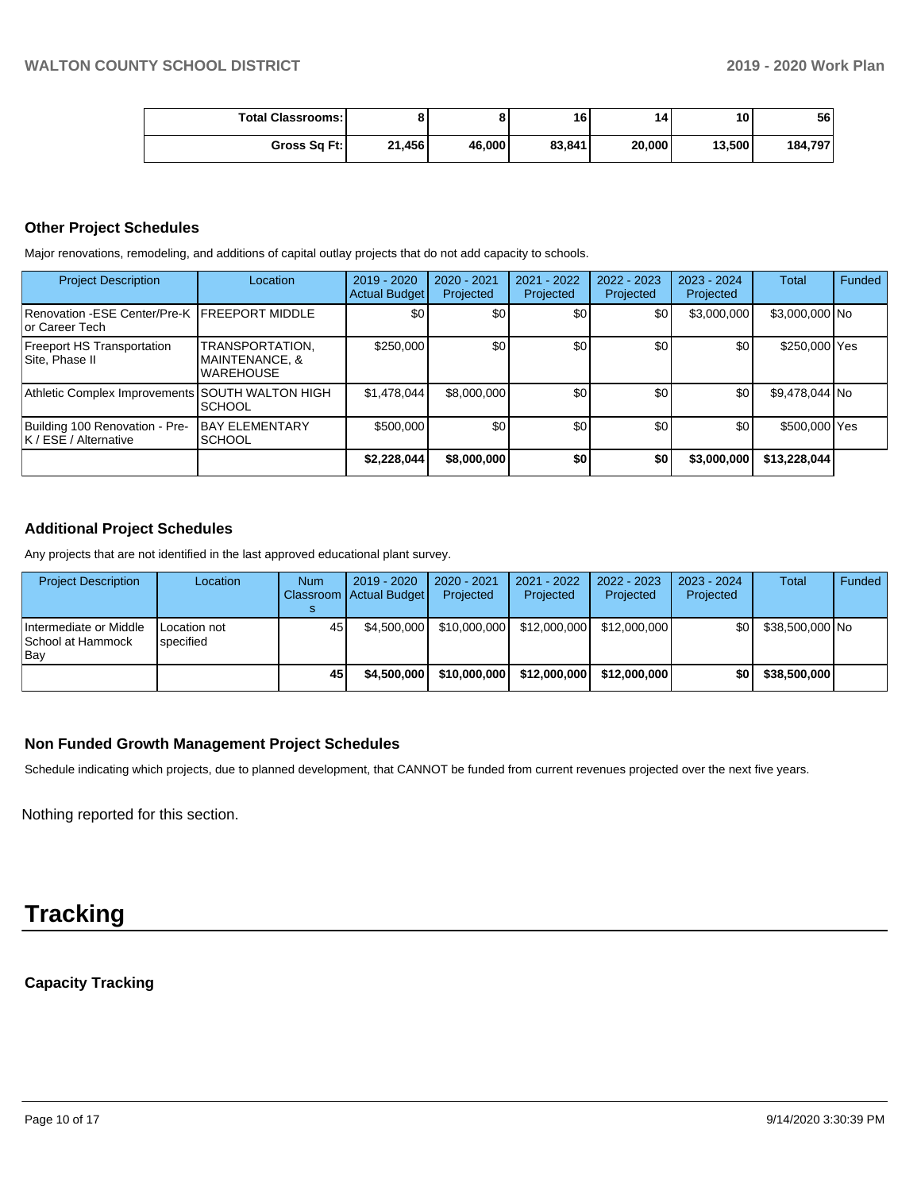| Total Classrooms: | 8 | 8 | 16 | 14 | 10 | 56 |
|---|---|---|---|---|---|---|
| Gross Sq Ft: | 21,456 | 46,000 | 83,841 | 20,000 | 13,500 | 184,797 |

### Other Project Schedules

Major renovations, remodeling, and additions of capital outlay projects that do not add capacity to schools.

| Project Description | Location | 2019 - 2020 Actual Budget | 2020 - 2021 Projected | 2021 - 2022 Projected | 2022 - 2023 Projected | 2023 - 2024 Projected | Total | Funded |
|---|---|---|---|---|---|---|---|---|
| Renovation -ESE Center/Pre-K or Career Tech | FREEPORT MIDDLE | $0 | $0 | $0 | $0 | $3,000,000 | $3,000,000 | No |
| Freeport HS Transportation Site, Phase II | TRANSPORTATION, MAINTENANCE, & WAREHOUSE | $250,000 | $0 | $0 | $0 | $0 | $250,000 | Yes |
| Athletic Complex Improvements | SOUTH WALTON HIGH SCHOOL | $1,478,044 | $8,000,000 | $0 | $0 | $0 | $9,478,044 | No |
| Building 100 Renovation - Pre-K / ESE / Alternative | BAY ELEMENTARY SCHOOL | $500,000 | $0 | $0 | $0 | $0 | $500,000 | Yes |
| | | **$2,228,044** | **$8,000,000** | **$0** | **$0** | **$3,000,000** | **$13,228,044** | |

### Additional Project Schedules

Any projects that are not identified in the last approved educational plant survey.

| Project Description | Location | Num Classrooms | 2019 - 2020 Actual Budget | 2020 - 2021 Projected | 2021 - 2022 Projected | 2022 - 2023 Projected | 2023 - 2024 Projected | Total | Funded |
|---|---|---|---|---|---|---|---|---|---|
| Intermediate or Middle School at Hammock Bay | Location not specified | 45 | $4,500,000 | $10,000,000 | $12,000,000 | $12,000,000 | $0 | $38,500,000 | No |
| | | **45** | **$4,500,000** | **$10,000,000** | **$12,000,000** | **$12,000,000** | **$0** | **$38,500,000** | |

### Non Funded Growth Management Project Schedules

Schedule indicating which projects, due to planned development, that CANNOT be funded from current revenues projected over the next five years.

Nothing reported for this section.

# Tracking

### Capacity Tracking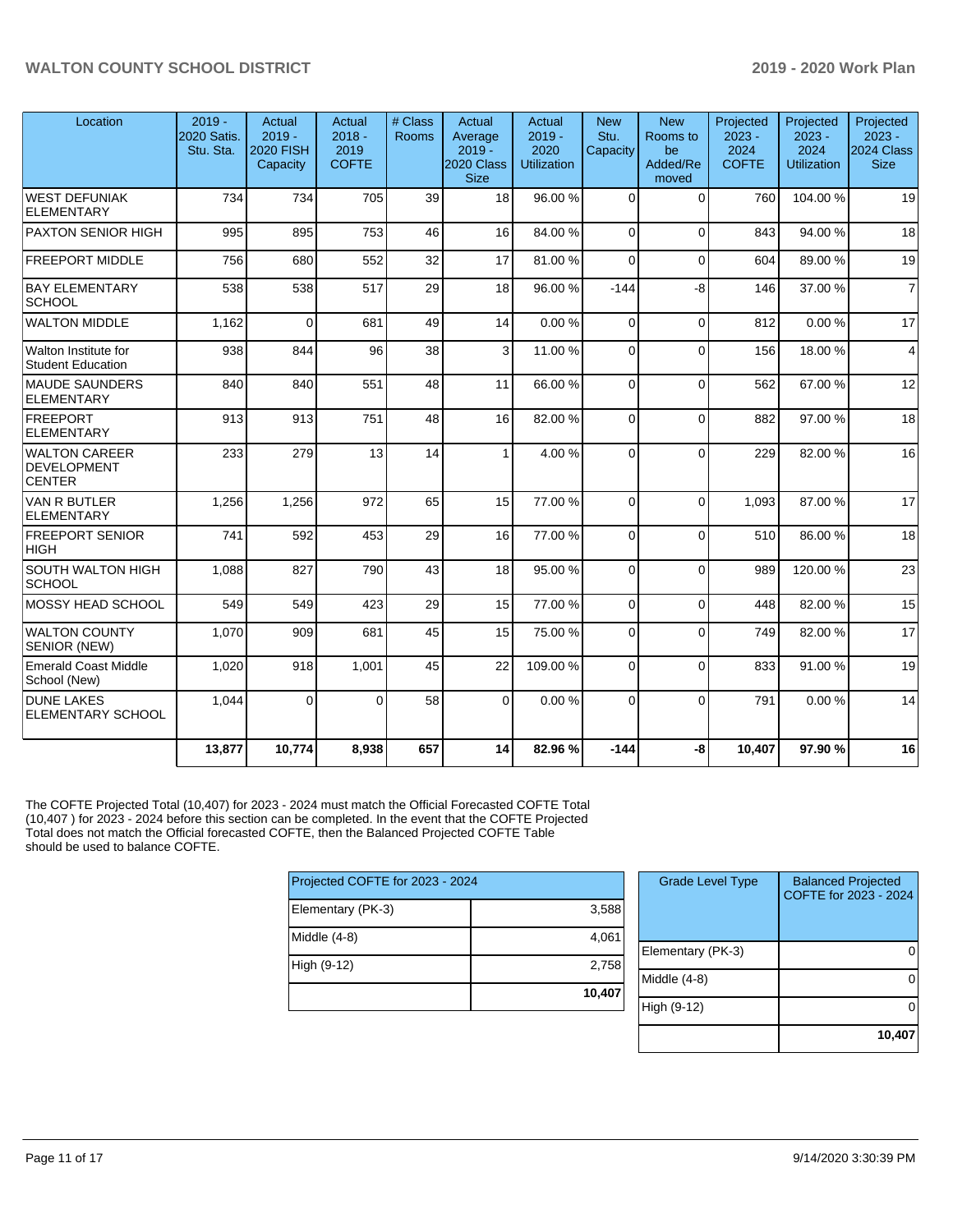| Location | 2019 - 2020 Satis. Stu. Sta. | Actual 2019 - 2020 FISH Capacity | Actual 2018 - 2019 COFTE | # Class Rooms | Actual Average 2019 - 2020 Class Size | Actual 2019 - 2020 Utilization | New Stu. Capacity | New Rooms to be Added/Removed | Projected 2023 - 2024 COFTE | Projected 2023 - 2024 Utilization | Projected 2023 - 2024 Class Size |
|---|---|---|---|---|---|---|---|---|---|---|---|
| WEST DEFUNIAK ELEMENTARY | 734 | 734 | 705 | 39 | 18 | 96.00 % | 0 | 0 | 760 | 104.00 % | 19 |
| PAXTON SENIOR HIGH | 995 | 895 | 753 | 46 | 16 | 84.00 % | 0 | 0 | 843 | 94.00 % | 18 |
| FREEPORT MIDDLE | 756 | 680 | 552 | 32 | 17 | 81.00 % | 0 | 0 | 604 | 89.00 % | 19 |
| BAY ELEMENTARY SCHOOL | 538 | 538 | 517 | 29 | 18 | 96.00 % | -144 | -8 | 146 | 37.00 % | 7 |
| WALTON MIDDLE | 1,162 | 0 | 681 | 49 | 14 | 0.00 % | 0 | 0 | 812 | 0.00 % | 17 |
| Walton Institute for Student Education | 938 | 844 | 96 | 38 | 3 | 11.00 % | 0 | 0 | 156 | 18.00 % | 4 |
| MAUDE SAUNDERS ELEMENTARY | 840 | 840 | 551 | 48 | 11 | 66.00 % | 0 | 0 | 562 | 67.00 % | 12 |
| FREEPORT ELEMENTARY | 913 | 913 | 751 | 48 | 16 | 82.00 % | 0 | 0 | 882 | 97.00 % | 18 |
| WALTON CAREER DEVELOPMENT CENTER | 233 | 279 | 13 | 14 | 1 | 4.00 % | 0 | 0 | 229 | 82.00 % | 16 |
| VAN R BUTLER ELEMENTARY | 1,256 | 1,256 | 972 | 65 | 15 | 77.00 % | 0 | 0 | 1,093 | 87.00 % | 17 |
| FREEPORT SENIOR HIGH | 741 | 592 | 453 | 29 | 16 | 77.00 % | 0 | 0 | 510 | 86.00 % | 18 |
| SOUTH WALTON HIGH SCHOOL | 1,088 | 827 | 790 | 43 | 18 | 95.00 % | 0 | 0 | 989 | 120.00 % | 23 |
| MOSSY HEAD SCHOOL | 549 | 549 | 423 | 29 | 15 | 77.00 % | 0 | 0 | 448 | 82.00 % | 15 |
| WALTON COUNTY SENIOR (NEW) | 1,070 | 909 | 681 | 45 | 15 | 75.00 % | 0 | 0 | 749 | 82.00 % | 17 |
| Emerald Coast Middle School (New) | 1,020 | 918 | 1,001 | 45 | 22 | 109.00 % | 0 | 0 | 833 | 91.00 % | 19 |
| DUNE LAKES ELEMENTARY SCHOOL | 1,044 | 0 | 0 | 58 | 0 | 0.00 % | 0 | 0 | 791 | 0.00 % | 14 |
| | **13,877** | **10,774** | **8,938** | **657** | **14** | **82.96 %** | **-144** | **-8** | **10,407** | **97.90 %** | **16** |

The COFTE Projected Total (10,407) for 2023 - 2024 must match the Official Forecasted COFTE Total (10,407 ) for 2023 - 2024 before this section can be completed. In the event that the COFTE Projected Total does not match the Official forecasted COFTE, then the Balanced Projected COFTE Table should be used to balance COFTE.

| Projected COFTE for 2023 - 2024 | |
|---|---|
| Elementary (PK-3) | 3,588 |
| Middle (4-8) | 4,061 |
| High (9-12) | 2,758 |
| | **10,407** |

| Grade Level Type | Balanced Projected COFTE for 2023 - 2024 |
|---|---|
| Elementary (PK-3) | 0 |
| Middle (4-8) | 0 |
| High (9-12) | 0 |
| | **10,407** |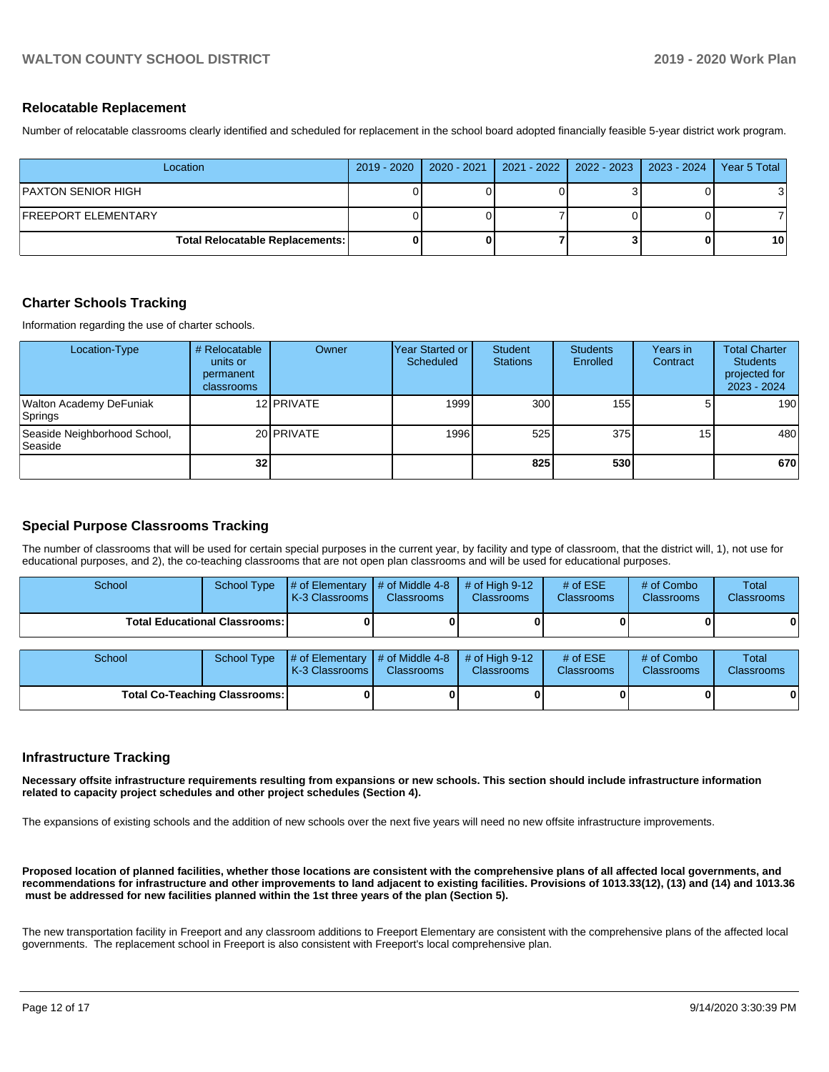## Relocatable Replacement

Number of relocatable classrooms clearly identified and scheduled for replacement in the school board adopted financially feasible 5-year district work program.

| Location | 2019 - 2020 | 2020 - 2021 | 2021 - 2022 | 2022 - 2023 | 2023 - 2024 | Year 5 Total |
|---|---|---|---|---|---|---|
| PAXTON SENIOR HIGH | 0 | 0 | 0 | 3 | 0 | 3 |
| FREEPORT ELEMENTARY | 0 | 0 | 7 | 0 | 0 | 7 |
| **Total Relocatable Replacements:** | **0** | **0** | **7** | **3** | **0** | **10** |

## Charter Schools Tracking

Information regarding the use of charter schools.

| Location-Type | # Relocatable units or permanent classrooms | Owner | Year Started or Scheduled | Student Stations | Students Enrolled | Years in Contract | Total Charter Students projected for 2023 - 2024 |
|---|---|---|---|---|---|---|---|
| Walton Academy DeFuniak Springs | 12 | PRIVATE | 1999 | 300 | 155 | 5 | 190 |
| Seaside Neighborhood School, Seaside | 20 | PRIVATE | 1996 | 525 | 375 | 15 | 480 |
| | **32** | | | **825** | **530** | | **670** |

## Special Purpose Classrooms Tracking

The number of classrooms that will be used for certain special purposes in the current year, by facility and type of classroom, that the district will, 1), not use for educational purposes, and 2), the co-teaching classrooms that are not open plan classrooms and will be used for educational purposes.

| School | School Type | # of Elementary K-3 Classrooms | # of Middle 4-8 Classrooms | # of High 9-12 Classrooms | # of ESE Classrooms | # of Combo Classrooms | Total Classrooms |
|---|---|---|---|---|---|---|---|
| **Total Educational Classrooms:** | | **0** | **0** | **0** | **0** | **0** | **0** |

| School | School Type | # of Elementary K-3 Classrooms | # of Middle 4-8 Classrooms | # of High 9-12 Classrooms | # of ESE Classrooms | # of Combo Classrooms | Total Classrooms |
|---|---|---|---|---|---|---|---|
| **Total Co-Teaching Classrooms:** | | **0** | **0** | **0** | **0** | **0** | **0** |

## Infrastructure Tracking

**Necessary offsite infrastructure requirements resulting from expansions or new schools. This section should include infrastructure information related to capacity project schedules and other project schedules (Section 4).**

The expansions of existing schools and the addition of new schools over the next five years will need no new offsite infrastructure improvements.

**Proposed location of planned facilities, whether those locations are consistent with the comprehensive plans of all affected local governments, and recommendations for infrastructure and other improvements to land adjacent to existing facilities. Provisions of 1013.33(12), (13) and (14) and 1013.36 must be addressed for new facilities planned within the 1st three years of the plan (Section 5).**

The new transportation facility in Freeport and any classroom additions to Freeport Elementary are consistent with the comprehensive plans of the affected local governments. The replacement school in Freeport is also consistent with Freeport's local comprehensive plan.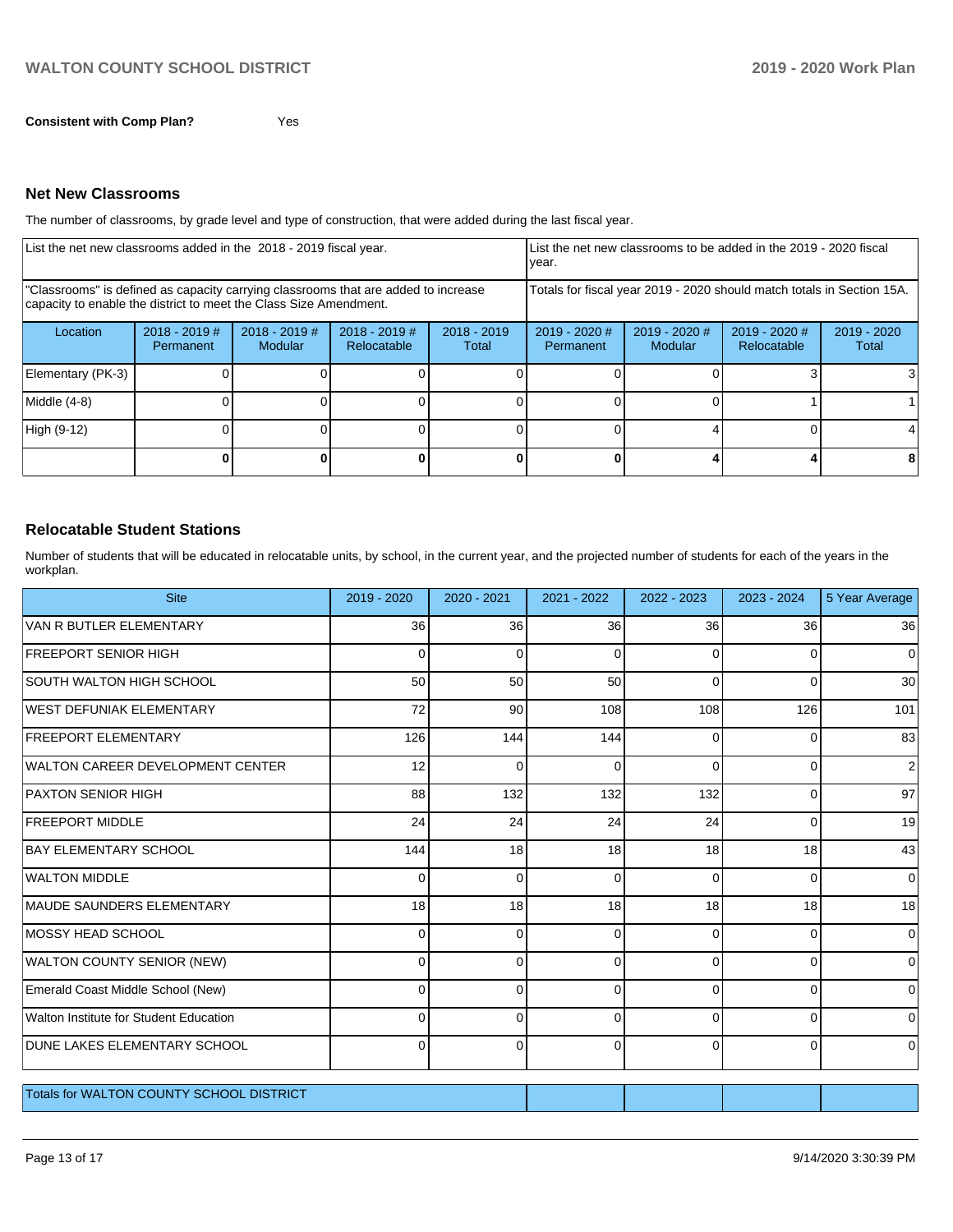**Consistent with Comp Plan?** Yes

## Net New Classrooms

The number of classrooms, by grade level and type of construction, that were added during the last fiscal year.

| List the net new classrooms added in the 2018 - 2019 fiscal year. | | | | | List the net new classrooms to be added in the 2019 - 2020 fiscal year. | | | |
|---|---|---|---|---|---|---|---|---|
| "Classrooms" is defined as capacity carrying classrooms that are added to increase capacity to enable the district to meet the Class Size Amendment. | | | | | Totals for fiscal year 2019 - 2020 should match totals in Section 15A. | | | |
| Location | 2018 - 2019 # Permanent | 2018 - 2019 # Modular | 2018 - 2019 # Relocatable | 2018 - 2019 Total | 2019 - 2020 # Permanent | 2019 - 2020 # Modular | 2019 - 2020 # Relocatable | 2019 - 2020 Total |
| Elementary (PK-3) | 0 | 0 | 0 | 0 | 0 | 0 | 3 | 3 |
| Middle (4-8) | 0 | 0 | 0 | 0 | 0 | 0 | 1 | 1 |
| High (9-12) | 0 | 0 | 0 | 0 | 0 | 4 | 0 | 4 |
| | **0** | **0** | **0** | **0** | **0** | **4** | **4** | **8** |

## Relocatable Student Stations

Number of students that will be educated in relocatable units, by school, in the current year, and the projected number of students for each of the years in the workplan.

| Site | 2019 - 2020 | 2020 - 2021 | 2021 - 2022 | 2022 - 2023 | 2023 - 2024 | 5 Year Average |
|---|---|---|---|---|---|---|
| VAN R BUTLER ELEMENTARY | 36 | 36 | 36 | 36 | 36 | 36 |
| FREEPORT SENIOR HIGH | 0 | 0 | 0 | 0 | 0 | 0 |
| SOUTH WALTON HIGH SCHOOL | 50 | 50 | 50 | 0 | 0 | 30 |
| WEST DEFUNIAK ELEMENTARY | 72 | 90 | 108 | 108 | 126 | 101 |
| FREEPORT ELEMENTARY | 126 | 144 | 144 | 0 | 0 | 83 |
| WALTON CAREER DEVELOPMENT CENTER | 12 | 0 | 0 | 0 | 0 | 2 |
| PAXTON SENIOR HIGH | 88 | 132 | 132 | 132 | 0 | 97 |
| FREEPORT MIDDLE | 24 | 24 | 24 | 24 | 0 | 19 |
| BAY ELEMENTARY SCHOOL | 144 | 18 | 18 | 18 | 18 | 43 |
| WALTON MIDDLE | 0 | 0 | 0 | 0 | 0 | 0 |
| MAUDE SAUNDERS ELEMENTARY | 18 | 18 | 18 | 18 | 18 | 18 |
| MOSSY HEAD SCHOOL | 0 | 0 | 0 | 0 | 0 | 0 |
| WALTON COUNTY SENIOR (NEW) | 0 | 0 | 0 | 0 | 0 | 0 |
| Emerald Coast Middle School (New) | 0 | 0 | 0 | 0 | 0 | 0 |
| Walton Institute for Student Education | 0 | 0 | 0 | 0 | 0 | 0 |
| DUNE LAKES ELEMENTARY SCHOOL | 0 | 0 | 0 | 0 | 0 | 0 |
| Totals for WALTON COUNTY SCHOOL DISTRICT | | | | | | |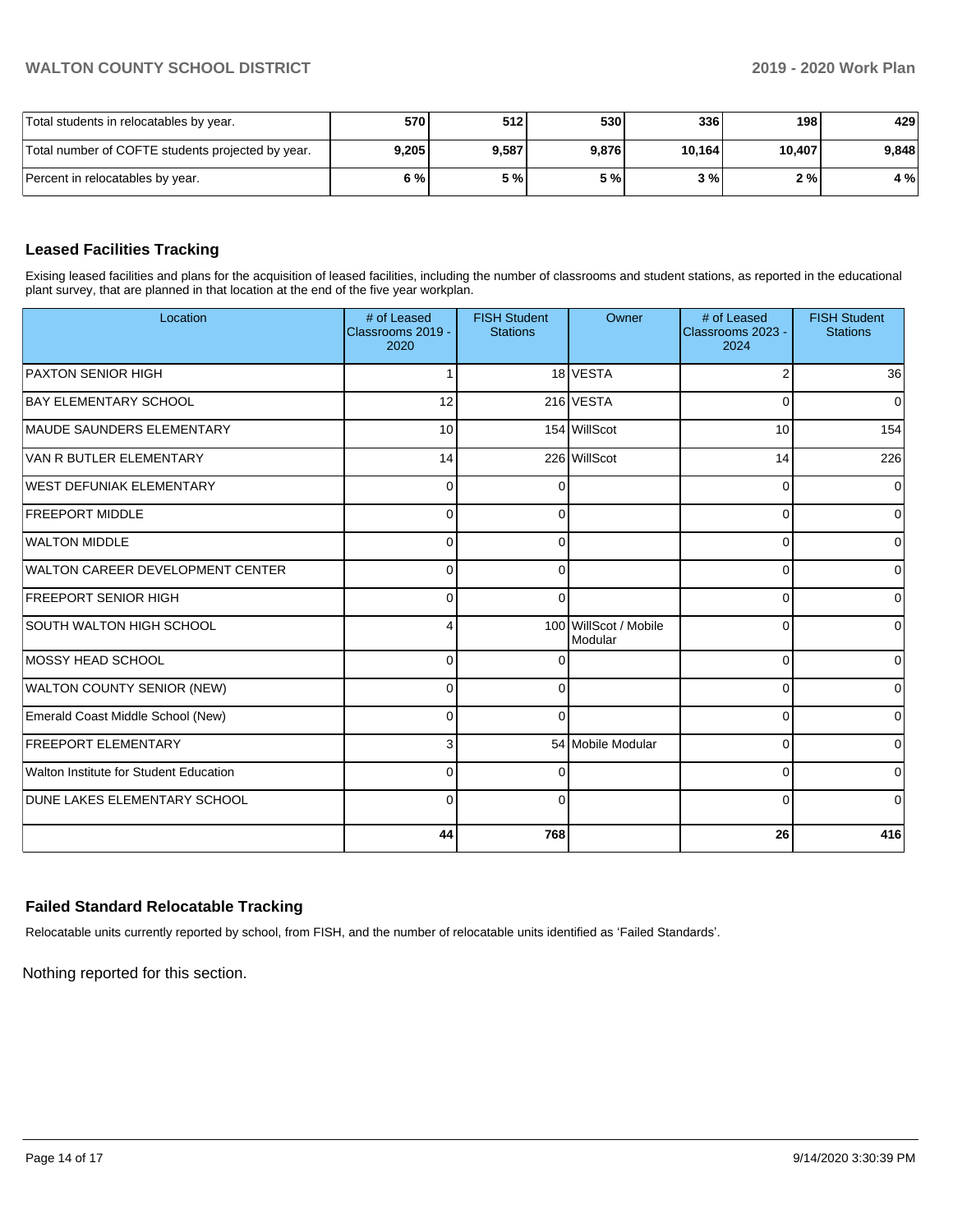| | | | | | | |
|---|---|---|---|---|---|---|
| Total students in relocatables by year. | 570 | 512 | 530 | 336 | 198 | 429 |
| Total number of COFTE students projected by year. | 9,205 | 9,587 | 9,876 | 10,164 | 10,407 | 9,848 |
| Percent in relocatables by year. | 6 % | 5 % | 5 % | 3 % | 2 % | 4 % |

## Leased Facilities Tracking

Exising leased facilities and plans for the acquisition of leased facilities, including the number of classrooms and student stations, as reported in the educational plant survey, that are planned in that location at the end of the five year workplan.

| Location | # of Leased Classrooms 2019 - 2020 | FISH Student Stations | Owner | # of Leased Classrooms 2023 - 2024 | FISH Student Stations |
|---|---|---|---|---|---|
| PAXTON SENIOR HIGH | 1 | 18 | VESTA | 2 | 36 |
| BAY ELEMENTARY SCHOOL | 12 | 216 | VESTA | 0 | 0 |
| MAUDE SAUNDERS ELEMENTARY | 10 | 154 | WillScot | 10 | 154 |
| VAN R BUTLER ELEMENTARY | 14 | 226 | WillScot | 14 | 226 |
| WEST DEFUNIAK ELEMENTARY | 0 | 0 | | 0 | 0 |
| FREEPORT MIDDLE | 0 | 0 | | 0 | 0 |
| WALTON MIDDLE | 0 | 0 | | 0 | 0 |
| WALTON CAREER DEVELOPMENT CENTER | 0 | 0 | | 0 | 0 |
| FREEPORT SENIOR HIGH | 0 | 0 | | 0 | 0 |
| SOUTH WALTON HIGH SCHOOL | 4 | 100 | WillScot / Mobile Modular | 0 | 0 |
| MOSSY HEAD SCHOOL | 0 | 0 | | 0 | 0 |
| WALTON COUNTY SENIOR (NEW) | 0 | 0 | | 0 | 0 |
| Emerald Coast Middle School (New) | 0 | 0 | | 0 | 0 |
| FREEPORT ELEMENTARY | 3 | 54 | Mobile Modular | 0 | 0 |
| Walton Institute for Student Education | 0 | 0 | | 0 | 0 |
| DUNE LAKES ELEMENTARY SCHOOL | 0 | 0 | | 0 | 0 |
| | 44 | 768 | | 26 | 416 |

## Failed Standard Relocatable Tracking

Relocatable units currently reported by school, from FISH, and the number of relocatable units identified as 'Failed Standards'.

Nothing reported for this section.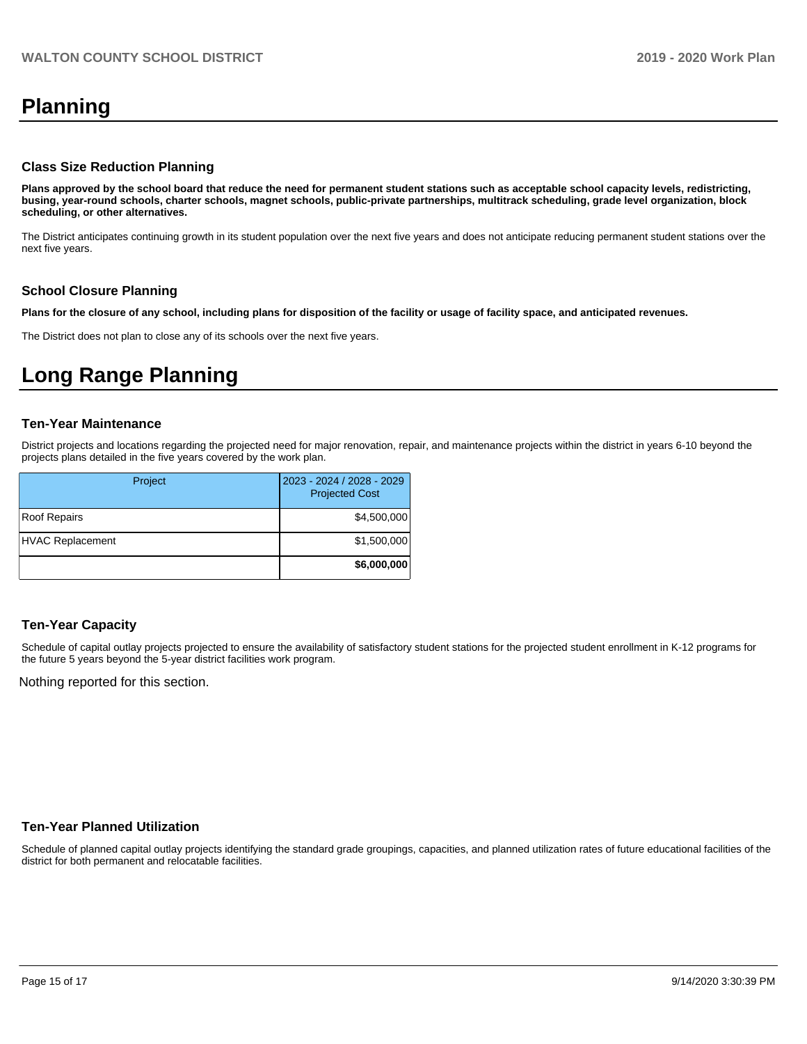# Planning

### Class Size Reduction Planning

**Plans approved by the school board that reduce the need for permanent student stations such as acceptable school capacity levels, redistricting, busing, year-round schools, charter schools, magnet schools, public-private partnerships, multitrack scheduling, grade level organization, block scheduling, or other alternatives.**

The District anticipates continuing growth in its student population over the next five years and does not anticipate reducing permanent student stations over the next five years.

### School Closure Planning

**Plans for the closure of any school, including plans for disposition of the facility or usage of facility space, and anticipated revenues.**

The District does not plan to close any of its schools over the next five years.

# Long Range Planning

### Ten-Year Maintenance

District projects and locations regarding the projected need for major renovation, repair, and maintenance projects within the district in years 6-10 beyond the projects plans detailed in the five years covered by the work plan.

| Project | 2023 - 2024 / 2028 - 2029 Projected Cost |
|---|---|
| Roof Repairs | $4,500,000 |
| HVAC Replacement | $1,500,000 |
| | **$6,000,000** |

### Ten-Year Capacity

Schedule of capital outlay projects projected to ensure the availability of satisfactory student stations for the projected student enrollment in K-12 programs for the future 5 years beyond the 5-year district facilities work program.

Nothing reported for this section.

### Ten-Year Planned Utilization

Schedule of planned capital outlay projects identifying the standard grade groupings, capacities, and planned utilization rates of future educational facilities of the district for both permanent and relocatable facilities.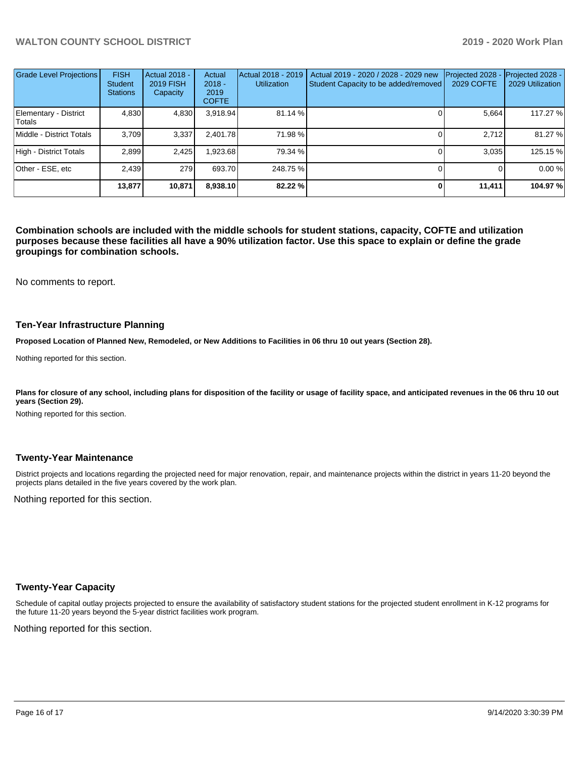| Grade Level Projections | FISH Student Stations | Actual 2018 - 2019 FISH Capacity | Actual 2018 - 2019 COFTE | Actual 2018 - 2019 Utilization | Actual 2019 - 2020 / 2028 - 2029 new Student Capacity to be added/removed | Projected 2028 - 2029 COFTE | Projected 2028 - 2029 Utilization |
|---|---|---|---|---|---|---|---|
| Elementary - District Totals | 4,830 | 4,830 | 3,918.94 | 81.14 % | 0 | 5,664 | 117.27 % |
| Middle - District Totals | 3,709 | 3,337 | 2,401.78 | 71.98 % | 0 | 2,712 | 81.27 % |
| High - District Totals | 2,899 | 2,425 | 1,923.68 | 79.34 % | 0 | 3,035 | 125.15 % |
| Other - ESE, etc | 2,439 | 279 | 693.70 | 248.75 % | 0 | 0 | 0.00 % |
| | **13,877** | **10,871** | **8,938.10** | **82.22 %** | **0** | **11,411** | **104.97 %** |

**Combination schools are included with the middle schools for student stations, capacity, COFTE and utilization purposes because these facilities all have a 90% utilization factor. Use this space to explain or define the grade groupings for combination schools.**

No comments to report.

### Ten-Year Infrastructure Planning

**Proposed Location of Planned New, Remodeled, or New Additions to Facilities in 06 thru 10 out years (Section 28).**

Nothing reported for this section.

**Plans for closure of any school, including plans for disposition of the facility or usage of facility space, and anticipated revenues in the 06 thru 10 out years (Section 29).**

Nothing reported for this section.

### Twenty-Year Maintenance

District projects and locations regarding the projected need for major renovation, repair, and maintenance projects within the district in years 11-20 beyond the projects plans detailed in the five years covered by the work plan.

Nothing reported for this section.

### Twenty-Year Capacity

Schedule of capital outlay projects projected to ensure the availability of satisfactory student stations for the projected student enrollment in K-12 programs for the future 11-20 years beyond the 5-year district facilities work program.

Nothing reported for this section.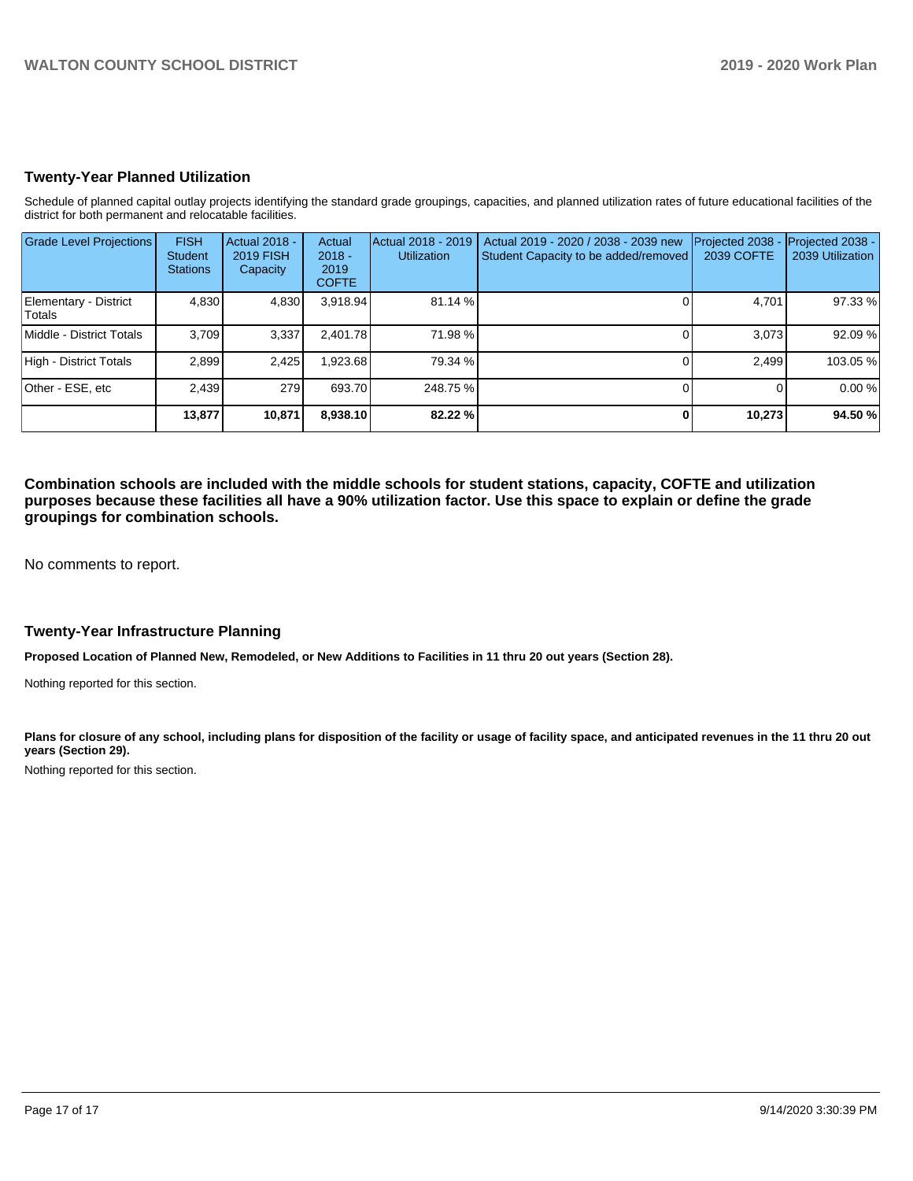## Twenty-Year Planned Utilization

Schedule of planned capital outlay projects identifying the standard grade groupings, capacities, and planned utilization rates of future educational facilities of the district for both permanent and relocatable facilities.

| Grade Level Projections | FISH Student Stations | Actual 2018 - 2019 FISH Capacity | Actual 2018 - 2019 COFTE | Actual 2018 - 2019 Utilization | Actual 2019 - 2020 / 2038 - 2039 new Student Capacity to be added/removed | Projected 2038 - 2039 COFTE | Projected 2038 - 2039 Utilization |
|---|---|---|---|---|---|---|---|
| Elementary - District Totals | 4,830 | 4,830 | 3,918.94 | 81.14 % | 0 | 4,701 | 97.33 % |
| Middle - District Totals | 3,709 | 3,337 | 2,401.78 | 71.98 % | 0 | 3,073 | 92.09 % |
| High - District Totals | 2,899 | 2,425 | 1,923.68 | 79.34 % | 0 | 2,499 | 103.05 % |
| Other - ESE, etc | 2,439 | 279 | 693.70 | 248.75 % | 0 | 0 | 0.00 % |
| | **13,877** | **10,871** | **8,938.10** | **82.22 %** | **0** | **10,273** | **94.50 %** |

**Combination schools are included with the middle schools for student stations, capacity, COFTE and utilization purposes because these facilities all have a 90% utilization factor. Use this space to explain or define the grade groupings for combination schools.**

No comments to report.

## Twenty-Year Infrastructure Planning

**Proposed Location of Planned New, Remodeled, or New Additions to Facilities in 11 thru 20 out years (Section 28).**

Nothing reported for this section.

**Plans for closure of any school, including plans for disposition of the facility or usage of facility space, and anticipated revenues in the 11 thru 20 out years (Section 29).**

Nothing reported for this section.